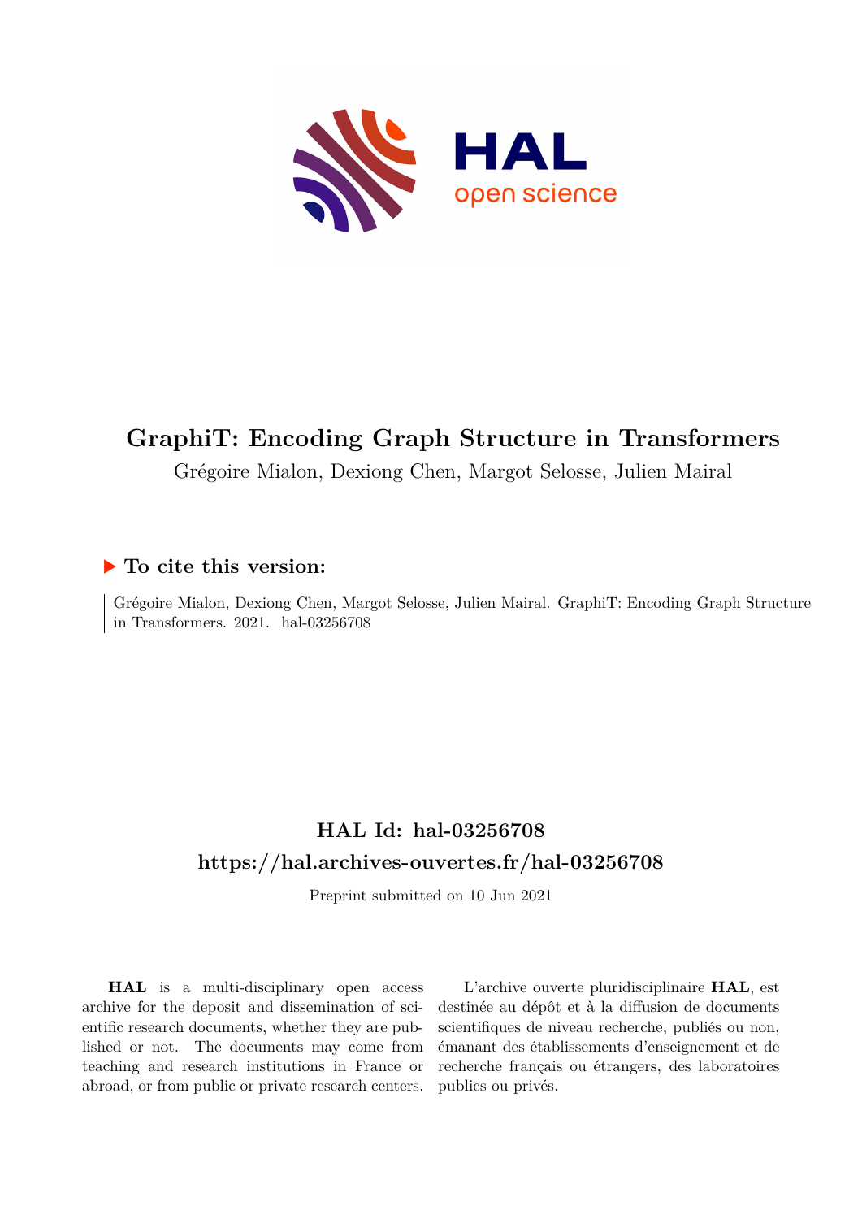# GraphiT: Encoding Graph Structure in Transformers

Grégoire Mialon, Dexiong Chen, Margot Selosse, Julien Mairal

## ▶ To cite this version:

Grégoire Mialon, Dexiong Chen, Margot Selosse, Julien Mairal. GraphiT: Encoding Graph Structure in Transformers. 2021. hal-03256708

## HAL Id: hal-03256708

## https://hal.archives-ouvertes.fr/hal-03256708

Preprint submitted on 10 Jun 2021

**HAL** is a multi-disciplinary open access archive for the deposit and dissemination of scientific research documents, whether they are published or not. The documents may come from teaching and research institutions in France or abroad, or from public or private research centers.

L'archive ouverte pluridisciplinaire **HAL**, est destinée au dépôt et à la diffusion de documents scientifiques de niveau recherche, publiés ou non, émanant des établissements d'enseignement et de recherche français ou étrangers, des laboratoires publics ou privés.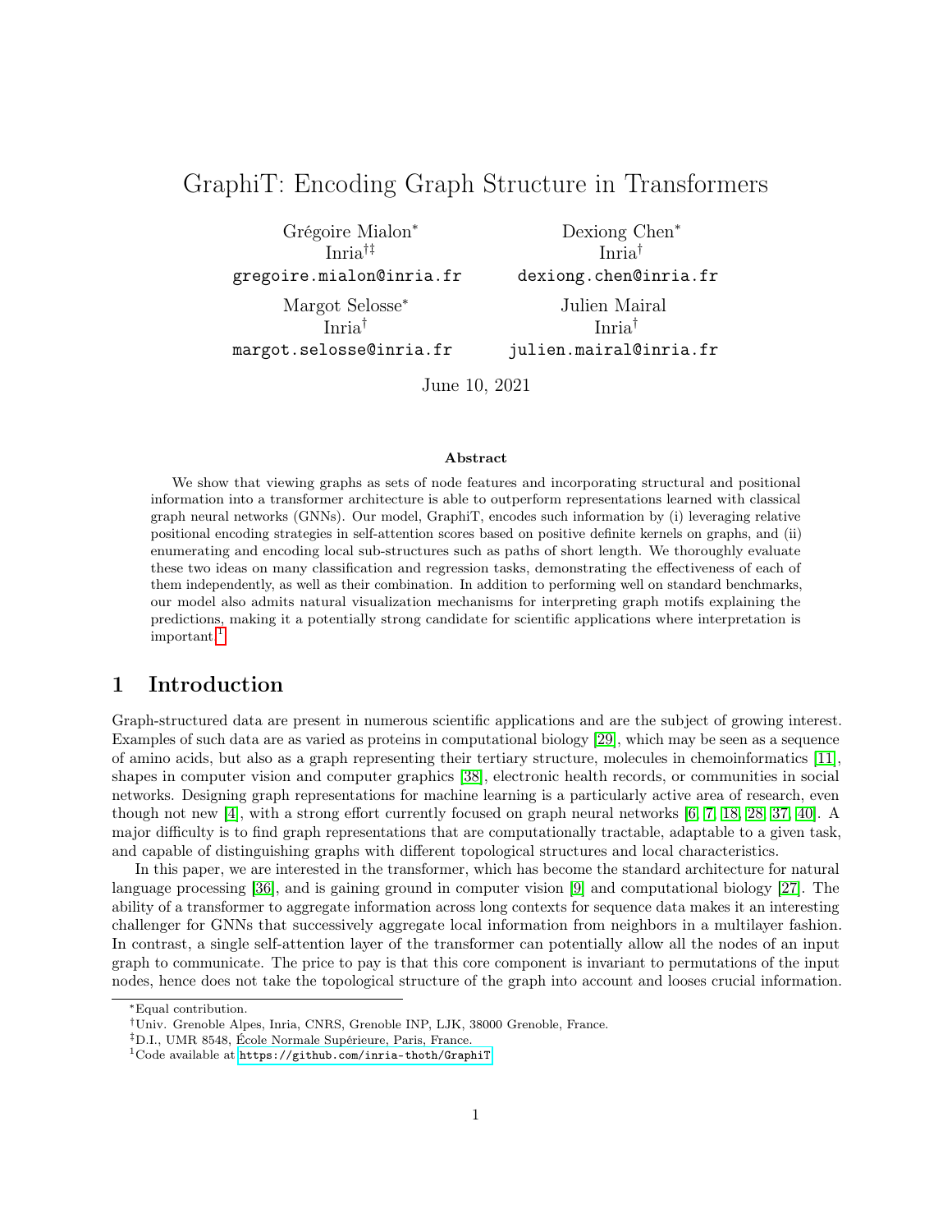# GraphiT: Encoding Graph Structure in Transformers

Grégoire Mialon* Inria[†‡] gregoire.mialon@inria.fr

Dexiong Chen* Inria[†] dexiong.chen@inria.fr

Margot Selosse* Inria[†] margot.selosse@inria.fr

Julien Mairal Inria[†] julien.mairal@inria.fr

June 10, 2021

**Abstract**

We show that viewing graphs as sets of node features and incorporating structural and positional information into a transformer architecture is able to outperform representations learned with classical graph neural networks (GNNs). Our model, GraphiT, encodes such information by (i) leveraging relative positional encoding strategies in self-attention scores based on positive definite kernels on graphs, and (ii) enumerating and encoding local sub-structures such as paths of short length. We thoroughly evaluate these two ideas on many classification and regression tasks, demonstrating the effectiveness of each of them independently, as well as their combination. In addition to performing well on standard benchmarks, our model also admits natural visualization mechanisms for interpreting graph motifs explaining the predictions, making it a potentially strong candidate for scientific applications where interpretation is important.[1]

## 1 Introduction

Graph-structured data are present in numerous scientific applications and are the subject of growing interest. Examples of such data are as varied as proteins in computational biology [29], which may be seen as a sequence of amino acids, but also as a graph representing their tertiary structure, molecules in chemoinformatics [11], shapes in computer vision and computer graphics [38], electronic health records, or communities in social networks. Designing graph representations for machine learning is a particularly active area of research, even though not new [4], with a strong effort currently focused on graph neural networks [6, 7, 18, 28, 37, 40]. A major difficulty is to find graph representations that are computationally tractable, adaptable to a given task, and capable of distinguishing graphs with different topological structures and local characteristics.

In this paper, we are interested in the transformer, which has become the standard architecture for natural language processing [36], and is gaining ground in computer vision [9] and computational biology [27]. The ability of a transformer to aggregate information across long contexts for sequence data makes it an interesting challenger for GNNs that successively aggregate local information from neighbors in a multilayer fashion. In contrast, a single self-attention layer of the transformer can potentially allow all the nodes of an input graph to communicate. The price to pay is that this core component is invariant to permutations of the input nodes, hence does not take the topological structure of the graph into account and looses crucial information.

*Equal contribution.

†Univ. Grenoble Alpes, Inria, CNRS, Grenoble INP, LJK, 38000 Grenoble, France.

‡D.I., UMR 8548, École Normale Supérieure, Paris, France.

[1]Code available at https://github.com/inria-thoth/GraphiT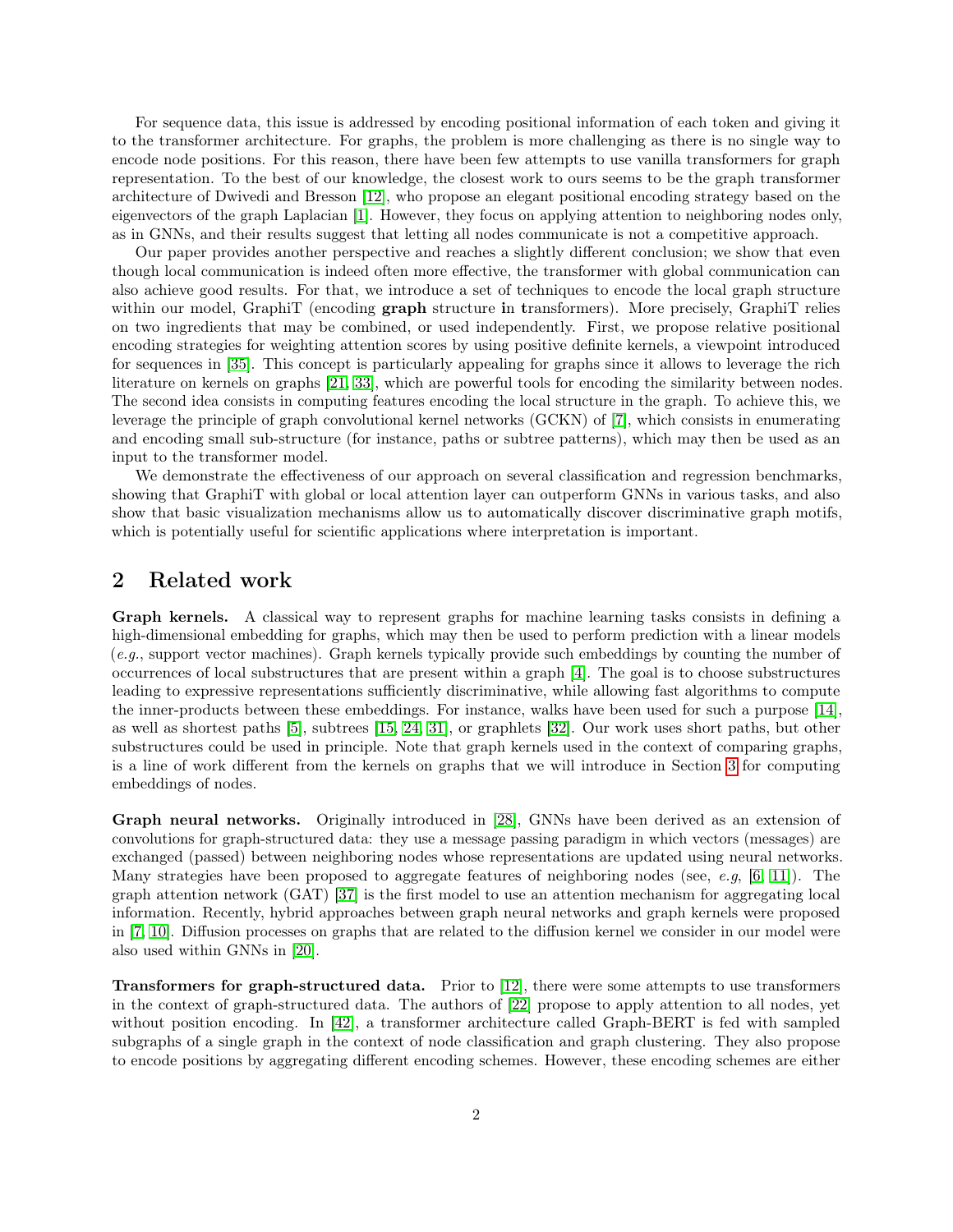For sequence data, this issue is addressed by encoding positional information of each token and giving it to the transformer architecture. For graphs, the problem is more challenging as there is no single way to encode node positions. For this reason, there have been few attempts to use vanilla transformers for graph representation. To the best of our knowledge, the closest work to ours seems to be the graph transformer architecture of Dwivedi and Bresson [12], who propose an elegant positional encoding strategy based on the eigenvectors of the graph Laplacian [1]. However, they focus on applying attention to neighboring nodes only, as in GNNs, and their results suggest that letting all nodes communicate is not a competitive approach.

Our paper provides another perspective and reaches a slightly different conclusion; we show that even though local communication is indeed often more effective, the transformer with global communication can also achieve good results. For that, we introduce a set of techniques to encode the local graph structure within our model, GraphiT (encoding **graph** structure **i**n **t**ransformers). More precisely, GraphiT relies on two ingredients that may be combined, or used independently. First, we propose relative positional encoding strategies for weighting attention scores by using positive definite kernels, a viewpoint introduced for sequences in [35]. This concept is particularly appealing for graphs since it allows to leverage the rich literature on kernels on graphs [21, 33], which are powerful tools for encoding the similarity between nodes. The second idea consists in computing features encoding the local structure in the graph. To achieve this, we leverage the principle of graph convolutional kernel networks (GCKN) of [7], which consists in enumerating and encoding small sub-structure (for instance, paths or subtree patterns), which may then be used as an input to the transformer model.

We demonstrate the effectiveness of our approach on several classification and regression benchmarks, showing that GraphiT with global or local attention layer can outperform GNNs in various tasks, and also show that basic visualization mechanisms allow us to automatically discover discriminative graph motifs, which is potentially useful for scientific applications where interpretation is important.

## 2 Related work

**Graph kernels.** A classical way to represent graphs for machine learning tasks consists in defining a high-dimensional embedding for graphs, which may then be used to perform prediction with a linear models (*e.g.*, support vector machines). Graph kernels typically provide such embeddings by counting the number of occurrences of local substructures that are present within a graph [4]. The goal is to choose substructures leading to expressive representations sufficiently discriminative, while allowing fast algorithms to compute the inner-products between these embeddings. For instance, walks have been used for such a purpose [14], as well as shortest paths [5], subtrees [15, 24, 31], or graphlets [32]. Our work uses short paths, but other substructures could be used in principle. Note that graph kernels used in the context of comparing graphs, is a line of work different from the kernels on graphs that we will introduce in Section 3 for computing embeddings of nodes.

**Graph neural networks.** Originally introduced in [28], GNNs have been derived as an extension of convolutions for graph-structured data: they use a message passing paradigm in which vectors (messages) are exchanged (passed) between neighboring nodes whose representations are updated using neural networks. Many strategies have been proposed to aggregate features of neighboring nodes (see, *e.g*, [6, 11]). The graph attention network (GAT) [37] is the first model to use an attention mechanism for aggregating local information. Recently, hybrid approaches between graph neural networks and graph kernels were proposed in [7, 10]. Diffusion processes on graphs that are related to the diffusion kernel we consider in our model were also used within GNNs in [20].

**Transformers for graph-structured data.** Prior to [12], there were some attempts to use transformers in the context of graph-structured data. The authors of [22] propose to apply attention to all nodes, yet without position encoding. In [42], a transformer architecture called Graph-BERT is fed with sampled subgraphs of a single graph in the context of node classification and graph clustering. They also propose to encode positions by aggregating different encoding schemes. However, these encoding schemes are either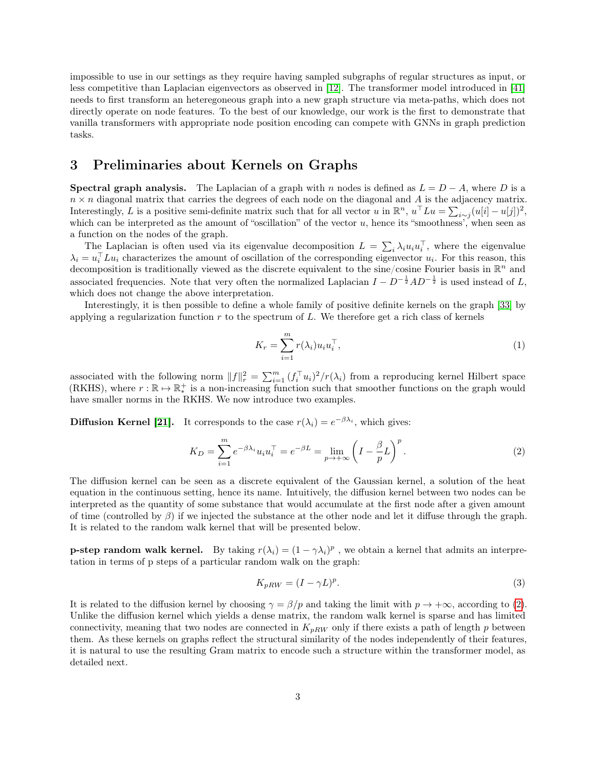impossible to use in our settings as they require having sampled subgraphs of regular structures as input, or less competitive than Laplacian eigenvectors as observed in [12]. The transformer model introduced in [41] needs to first transform an heteregoneous graph into a new graph structure via meta-paths, which does not directly operate on node features. To the best of our knowledge, our work is the first to demonstrate that vanilla transformers with appropriate node position encoding can compete with GNNs in graph prediction tasks.

# 3 Preliminaries about Kernels on Graphs

**Spectral graph analysis.** The Laplacian of a graph with $n$ nodes is defined as $L = D - A$, where $D$ is a $n \times n$ diagonal matrix that carries the degrees of each node on the diagonal and $A$ is the adjacency matrix. Interestingly, $L$ is a positive semi-definite matrix such that for all vector $u$ in $\mathbb{R}^n$, $u^\top L u = \sum_{i \sim j} (u[i] - u[j])^2$, which can be interpreted as the amount of "oscillation" of the vector $u$, hence its "smoothness', when seen as a function on the nodes of the graph.

The Laplacian is often used via its eigenvalue decomposition $L = \sum_i \lambda_i u_i u_i^\top$, where the eigenvalue $\lambda_i = u_i^\top L u_i$ characterizes the amount of oscillation of the corresponding eigenvector $u_i$. For this reason, this decomposition is traditionally viewed as the discrete equivalent to the sine/cosine Fourier basis in $\mathbb{R}^n$ and associated frequencies. Note that very often the normalized Laplacian $I - D^{-\frac{1}{2}} A D^{-\frac{1}{2}}$ is used instead of $L$, which does not change the above interpretation.

Interestingly, it is then possible to define a whole family of positive definite kernels on the graph [33] by applying a regularization function $r$ to the spectrum of $L$. We therefore get a rich class of kernels

$$K_r = \sum_{i=1}^{m} r(\lambda_i) u_i u_i^\top, \tag{1}$$

associated with the following norm $\|f\|_r^2 = \sum_{i=1}^m (f_i^\top u_i)^2 / r(\lambda_i)$ from a reproducing kernel Hilbert space (RKHS), where $r : \mathbb{R} \mapsto \mathbb{R}_*^+$ is a non-increasing function such that smoother functions on the graph would have smaller norms in the RKHS. We now introduce two examples.

**Diffusion Kernel [21].** It corresponds to the case $r(\lambda_i) = e^{-\beta \lambda_i}$, which gives:

$$K_D = \sum_{i=1}^{m} e^{-\beta \lambda_i} u_i u_i^\top = e^{-\beta L} = \lim_{p \to +\infty} \left( I - \frac{\beta}{p} L \right)^p. \tag{2}$$

The diffusion kernel can be seen as a discrete equivalent of the Gaussian kernel, a solution of the heat equation in the continuous setting, hence its name. Intuitively, the diffusion kernel between two nodes can be interpreted as the quantity of some substance that would accumulate at the first node after a given amount of time (controlled by $\beta$) if we injected the substance at the other node and let it diffuse through the graph. It is related to the random walk kernel that will be presented below.

**p-step random walk kernel.** By taking $r(\lambda_i) = (1 - \gamma \lambda_i)^p$ , we obtain a kernel that admits an interpretation in terms of p steps of a particular random walk on the graph:

$$K_{pRW} = (I - \gamma L)^p. \tag{3}$$

It is related to the diffusion kernel by choosing $\gamma = \beta / p$ and taking the limit with $p \to +\infty$, according to (2). Unlike the diffusion kernel which yields a dense matrix, the random walk kernel is sparse and has limited connectivity, meaning that two nodes are connected in $K_{pRW}$ only if there exists a path of length $p$ between them. As these kernels on graphs reflect the structural similarity of the nodes independently of their features, it is natural to use the resulting Gram matrix to encode such a structure within the transformer model, as detailed next.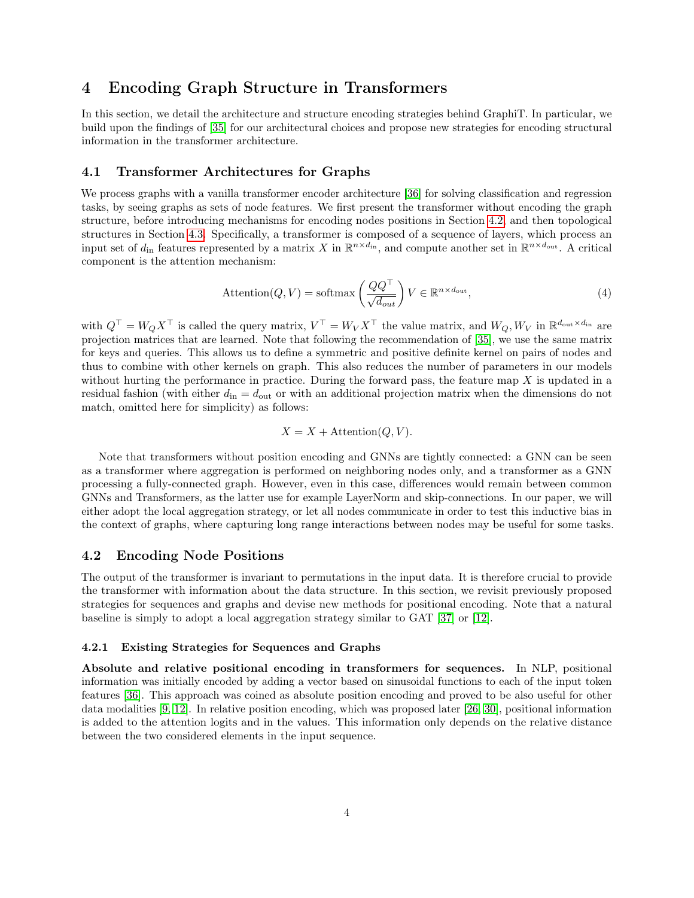# 4 Encoding Graph Structure in Transformers

In this section, we detail the architecture and structure encoding strategies behind GraphiT. In particular, we build upon the findings of [35] for our architectural choices and propose new strategies for encoding structural information in the transformer architecture.

## 4.1 Transformer Architectures for Graphs

We process graphs with a vanilla transformer encoder architecture [36] for solving classification and regression tasks, by seeing graphs as sets of node features. We first present the transformer without encoding the graph structure, before introducing mechanisms for encoding nodes positions in Section 4.2, and then topological structures in Section 4.3. Specifically, a transformer is composed of a sequence of layers, which process an input set of $d_{\text{in}}$ features represented by a matrix $X$ in $\mathbb{R}^{n\times d_{\text{in}}}$, and compute another set in $\mathbb{R}^{n\times d_{\text{out}}}$. A critical component is the attention mechanism:

$$\text{Attention}(Q, V) = \text{softmax}\left(\frac{QQ^\top}{\sqrt{d_{out}}}\right) V \in \mathbb{R}^{n\times d_{\text{out}}}, \tag{4}$$

with $Q^\top = W_Q X^\top$ is called the query matrix, $V^\top = W_V X^\top$ the value matrix, and $W_Q, W_V$ in $\mathbb{R}^{d_{\text{out}}\times d_{\text{in}}}$ are projection matrices that are learned. Note that following the recommendation of [35], we use the same matrix for keys and queries. This allows us to define a symmetric and positive definite kernel on pairs of nodes and thus to combine with other kernels on graph. This also reduces the number of parameters in our models without hurting the performance in practice. During the forward pass, the feature map $X$ is updated in a residual fashion (with either $d_{\text{in}} = d_{\text{out}}$ or with an additional projection matrix when the dimensions do not match, omitted here for simplicity) as follows:

$$X = X + \text{Attention}(Q, V).$$

Note that transformers without position encoding and GNNs are tightly connected: a GNN can be seen as a transformer where aggregation is performed on neighboring nodes only, and a transformer as a GNN processing a fully-connected graph. However, even in this case, differences would remain between common GNNs and Transformers, as the latter use for example LayerNorm and skip-connections. In our paper, we will either adopt the local aggregation strategy, or let all nodes communicate in order to test this inductive bias in the context of graphs, where capturing long range interactions between nodes may be useful for some tasks.

## 4.2 Encoding Node Positions

The output of the transformer is invariant to permutations in the input data. It is therefore crucial to provide the transformer with information about the data structure. In this section, we revisit previously proposed strategies for sequences and graphs and devise new methods for positional encoding. Note that a natural baseline is simply to adopt a local aggregation strategy similar to GAT [37] or [12].

### 4.2.1 Existing Strategies for Sequences and Graphs

**Absolute and relative positional encoding in transformers for sequences.** In NLP, positional information was initially encoded by adding a vector based on sinusoidal functions to each of the input token features [36]. This approach was coined as absolute position encoding and proved to be also useful for other data modalities [9, 12]. In relative position encoding, which was proposed later [26, 30], positional information is added to the attention logits and in the values. This information only depends on the relative distance between the two considered elements in the input sequence.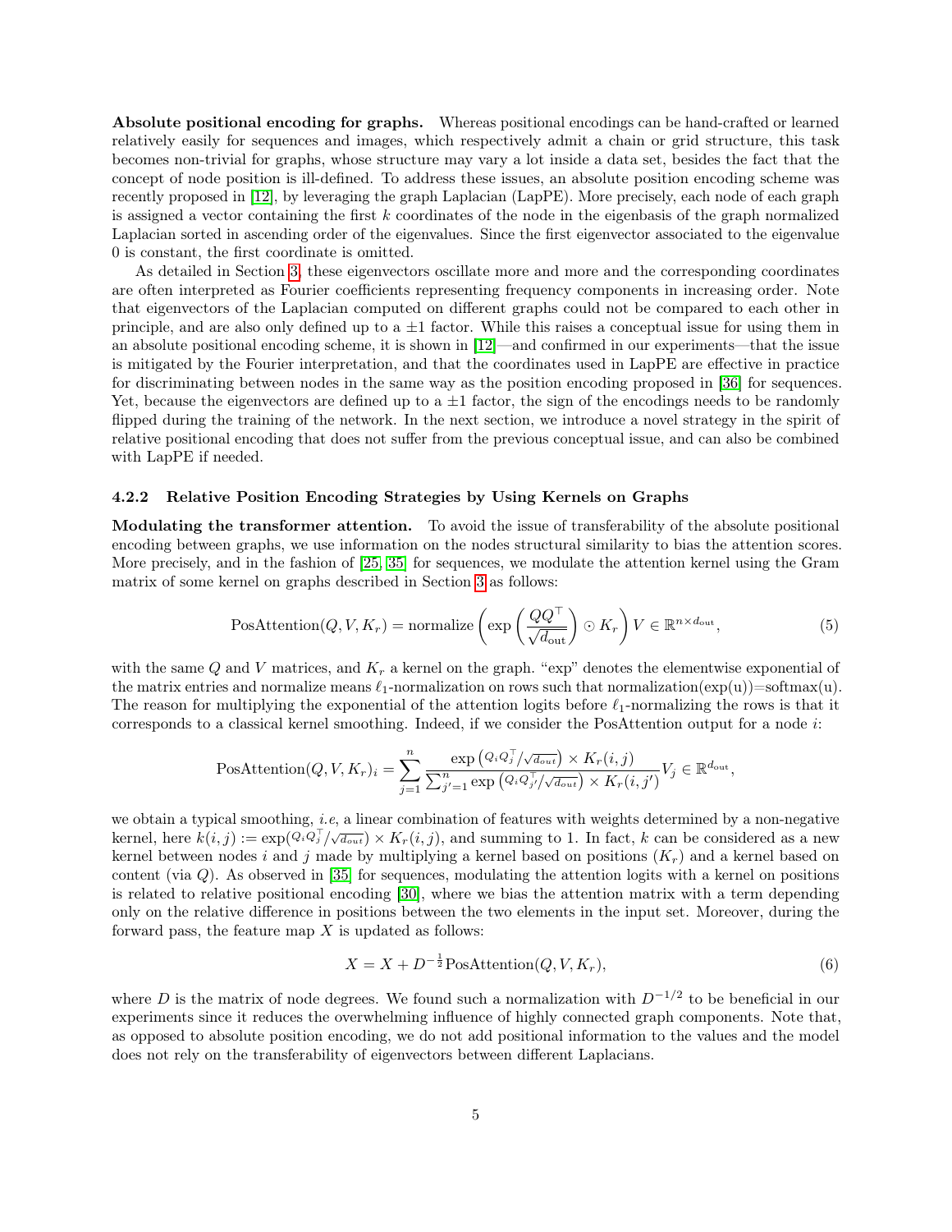**Absolute positional encoding for graphs.** Whereas positional encodings can be hand-crafted or learned relatively easily for sequences and images, which respectively admit a chain or grid structure, this task becomes non-trivial for graphs, whose structure may vary a lot inside a data set, besides the fact that the concept of node position is ill-defined. To address these issues, an absolute position encoding scheme was recently proposed in [12], by leveraging the graph Laplacian (LapPE). More precisely, each node of each graph is assigned a vector containing the first $k$ coordinates of the node in the eigenbasis of the graph normalized Laplacian sorted in ascending order of the eigenvalues. Since the first eigenvector associated to the eigenvalue 0 is constant, the first coordinate is omitted.

As detailed in Section 3, these eigenvectors oscillate more and more and the corresponding coordinates are often interpreted as Fourier coefficients representing frequency components in increasing order. Note that eigenvectors of the Laplacian computed on different graphs could not be compared to each other in principle, and are also only defined up to a $\pm 1$ factor. While this raises a conceptual issue for using them in an absolute positional encoding scheme, it is shown in [12]—and confirmed in our experiments—that the issue is mitigated by the Fourier interpretation, and that the coordinates used in LapPE are effective in practice for discriminating between nodes in the same way as the position encoding proposed in [36] for sequences. Yet, because the eigenvectors are defined up to a $\pm 1$ factor, the sign of the encodings needs to be randomly flipped during the training of the network. In the next section, we introduce a novel strategy in the spirit of relative positional encoding that does not suffer from the previous conceptual issue, and can also be combined with LapPE if needed.

### 4.2.2 Relative Position Encoding Strategies by Using Kernels on Graphs

**Modulating the transformer attention.** To avoid the issue of transferability of the absolute positional encoding between graphs, we use information on the nodes structural similarity to bias the attention scores. More precisely, and in the fashion of [25, 35] for sequences, we modulate the attention kernel using the Gram matrix of some kernel on graphs described in Section 3 as follows:

$$\text{PosAttention}(Q, V, K_r) = \text{normalize}\left(\exp\left(\frac{QQ^\top}{\sqrt{d_{\text{out}}}}\right) \odot K_r\right) V \in \mathbb{R}^{n \times d_{\text{out}}}, \tag{5}$$

with the same $Q$ and $V$ matrices, and $K_r$ a kernel on the graph. "exp" denotes the elementwise exponential of the matrix entries and normalize means $\ell_1$-normalization on rows such that normalization(exp(u))=softmax(u). The reason for multiplying the exponential of the attention logits before $\ell_1$-normalizing the rows is that it corresponds to a classical kernel smoothing. Indeed, if we consider the PosAttention output for a node $i$:

$$\text{PosAttention}(Q, V, K_r)_i = \sum_{j=1}^{n} \frac{\exp\left(Q_i Q_j^\top / \sqrt{d_{out}}\right) \times K_r(i,j)}{\sum_{j'=1}^{n} \exp\left(Q_i Q_{j'}^\top / \sqrt{d_{out}}\right) \times K_r(i,j')} V_j \in \mathbb{R}^{d_{\text{out}}},$$

we obtain a typical smoothing, *i.e*, a linear combination of features with weights determined by a non-negative kernel, here $k(i,j) := \exp(Q_i Q_j^\top / \sqrt{d_{out}}) \times K_r(i,j)$, and summing to 1. In fact, $k$ can be considered as a new kernel between nodes $i$ and $j$ made by multiplying a kernel based on positions ($K_r$) and a kernel based on content (via $Q$). As observed in [35] for sequences, modulating the attention logits with a kernel on positions is related to relative positional encoding [30], where we bias the attention matrix with a term depending only on the relative difference in positions between the two elements in the input set. Moreover, during the forward pass, the feature map $X$ is updated as follows:

$$X = X + D^{-\frac{1}{2}} \text{PosAttention}(Q, V, K_r), \tag{6}$$

where $D$ is the matrix of node degrees. We found such a normalization with $D^{-1/2}$ to be beneficial in our experiments since it reduces the overwhelming influence of highly connected graph components. Note that, as opposed to absolute position encoding, we do not add positional information to the values and the model does not rely on the transferability of eigenvectors between different Laplacians.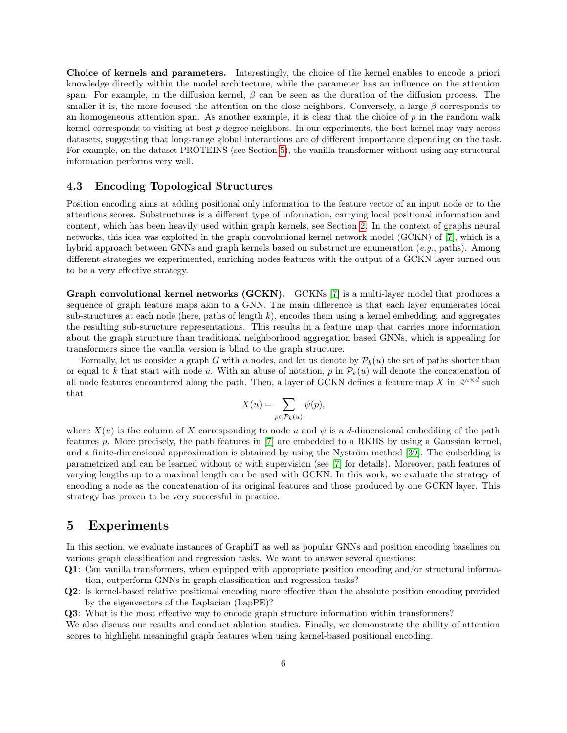**Choice of kernels and parameters.** Interestingly, the choice of the kernel enables to encode a priori knowledge directly within the model architecture, while the parameter has an influence on the attention span. For example, in the diffusion kernel, $\beta$ can be seen as the duration of the diffusion process. The smaller it is, the more focused the attention on the close neighbors. Conversely, a large $\beta$ corresponds to an homogeneous attention span. As another example, it is clear that the choice of $p$ in the random walk kernel corresponds to visiting at best $p$-degree neighbors. In our experiments, the best kernel may vary across datasets, suggesting that long-range global interactions are of different importance depending on the task. For example, on the dataset PROTEINS (see Section 5), the vanilla transformer without using any structural information performs very well.

### 4.3 Encoding Topological Structures

Position encoding aims at adding positional only information to the feature vector of an input node or to the attentions scores. Substructures is a different type of information, carrying local positional information and content, which has been heavily used within graph kernels, see Section 2. In the context of graphs neural networks, this idea was exploited in the graph convolutional kernel network model (GCKN) of [7], which is a hybrid approach between GNNs and graph kernels based on substructure enumeration (*e.g.*, paths). Among different strategies we experimented, enriching nodes features with the output of a GCKN layer turned out to be a very effective strategy.

**Graph convolutional kernel networks (GCKN).** GCKNs [7] is a multi-layer model that produces a sequence of graph feature maps akin to a GNN. The main difference is that each layer enumerates local sub-structures at each node (here, paths of length $k$), encodes them using a kernel embedding, and aggregates the resulting sub-structure representations. This results in a feature map that carries more information about the graph structure than traditional neighborhood aggregation based GNNs, which is appealing for transformers since the vanilla version is blind to the graph structure.

Formally, let us consider a graph $G$ with $n$ nodes, and let us denote by $\mathcal{P}_k(u)$ the set of paths shorter than or equal to $k$ that start with node $u$. With an abuse of notation, $p$ in $\mathcal{P}_k(u)$ will denote the concatenation of all node features encountered along the path. Then, a layer of GCKN defines a feature map $X$ in $\mathbb{R}^{n \times d}$ such that

$$X(u) = \sum_{p \in \mathcal{P}_k(u)} \psi(p),$$

where $X(u)$ is the column of $X$ corresponding to node $u$ and $\psi$ is a $d$-dimensional embedding of the path features $p$. More precisely, the path features in [7] are embedded to a RKHS by using a Gaussian kernel, and a finite-dimensional approximation is obtained by using the Nyström method [39]. The embedding is parametrized and can be learned without or with supervision (see [7] for details). Moreover, path features of varying lengths up to a maximal length can be used with GCKN. In this work, we evaluate the strategy of encoding a node as the concatenation of its original features and those produced by one GCKN layer. This strategy has proven to be very successful in practice.

## 5 Experiments

In this section, we evaluate instances of GraphiT as well as popular GNNs and position encoding baselines on various graph classification and regression tasks. We want to answer several questions:

**Q1**: Can vanilla transformers, when equipped with appropriate position encoding and/or structural information, outperform GNNs in graph classification and regression tasks?

**Q2**: Is kernel-based relative positional encoding more effective than the absolute position encoding provided by the eigenvectors of the Laplacian (LapPE)?

**Q3**: What is the most effective way to encode graph structure information within transformers?

We also discuss our results and conduct ablation studies. Finally, we demonstrate the ability of attention scores to highlight meaningful graph features when using kernel-based positional encoding.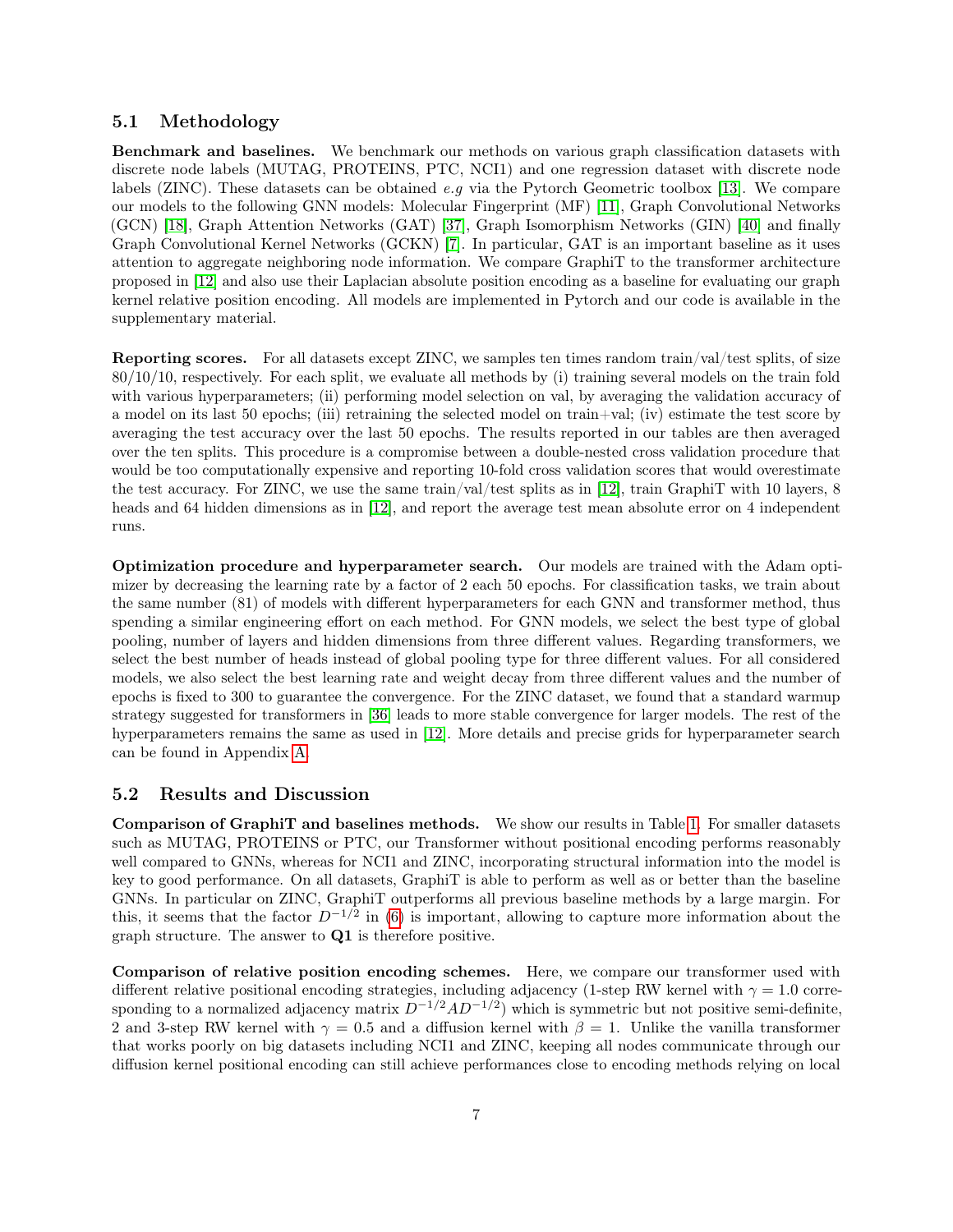### 5.1 Methodology

**Benchmark and baselines.** We benchmark our methods on various graph classification datasets with discrete node labels (MUTAG, PROTEINS, PTC, NCI1) and one regression dataset with discrete node labels (ZINC). These datasets can be obtained *e.g* via the Pytorch Geometric toolbox [13]. We compare our models to the following GNN models: Molecular Fingerprint (MF) [11], Graph Convolutional Networks (GCN) [18], Graph Attention Networks (GAT) [37], Graph Isomorphism Networks (GIN) [40] and finally Graph Convolutional Kernel Networks (GCKN) [7]. In particular, GAT is an important baseline as it uses attention to aggregate neighboring node information. We compare GraphiT to the transformer architecture proposed in [12] and also use their Laplacian absolute position encoding as a baseline for evaluating our graph kernel relative position encoding. All models are implemented in Pytorch and our code is available in the supplementary material.

**Reporting scores.** For all datasets except ZINC, we samples ten times random train/val/test splits, of size 80/10/10, respectively. For each split, we evaluate all methods by (i) training several models on the train fold with various hyperparameters; (ii) performing model selection on val, by averaging the validation accuracy of a model on its last 50 epochs; (iii) retraining the selected model on train+val; (iv) estimate the test score by averaging the test accuracy over the last 50 epochs. The results reported in our tables are then averaged over the ten splits. This procedure is a compromise between a double-nested cross validation procedure that would be too computationally expensive and reporting 10-fold cross validation scores that would overestimate the test accuracy. For ZINC, we use the same train/val/test splits as in [12], train GraphiT with 10 layers, 8 heads and 64 hidden dimensions as in [12], and report the average test mean absolute error on 4 independent runs.

**Optimization procedure and hyperparameter search.** Our models are trained with the Adam optimizer by decreasing the learning rate by a factor of 2 each 50 epochs. For classification tasks, we train about the same number (81) of models with different hyperparameters for each GNN and transformer method, thus spending a similar engineering effort on each method. For GNN models, we select the best type of global pooling, number of layers and hidden dimensions from three different values. Regarding transformers, we select the best number of heads instead of global pooling type for three different values. For all considered models, we also select the best learning rate and weight decay from three different values and the number of epochs is fixed to 300 to guarantee the convergence. For the ZINC dataset, we found that a standard warmup strategy suggested for transformers in [36] leads to more stable convergence for larger models. The rest of the hyperparameters remains the same as used in [12]. More details and precise grids for hyperparameter search can be found in Appendix A.

### 5.2 Results and Discussion

**Comparison of GraphiT and baselines methods.** We show our results in Table 1. For smaller datasets such as MUTAG, PROTEINS or PTC, our Transformer without positional encoding performs reasonably well compared to GNNs, whereas for NCI1 and ZINC, incorporating structural information into the model is key to good performance. On all datasets, GraphiT is able to perform as well as or better than the baseline GNNs. In particular on ZINC, GraphiT outperforms all previous baseline methods by a large margin. For this, it seems that the factor $D^{-1/2}$ in (6) is important, allowing to capture more information about the graph structure. The answer to **Q1** is therefore positive.

**Comparison of relative position encoding schemes.** Here, we compare our transformer used with different relative positional encoding strategies, including adjacency (1-step RW kernel with $\gamma = 1.0$ corresponding to a normalized adjacency matrix $D^{-1/2}AD^{-1/2}$) which is symmetric but not positive semi-definite, 2 and 3-step RW kernel with $\gamma = 0.5$ and a diffusion kernel with $\beta = 1$. Unlike the vanilla transformer that works poorly on big datasets including NCI1 and ZINC, keeping all nodes communicate through our diffusion kernel positional encoding can still achieve performances close to encoding methods relying on local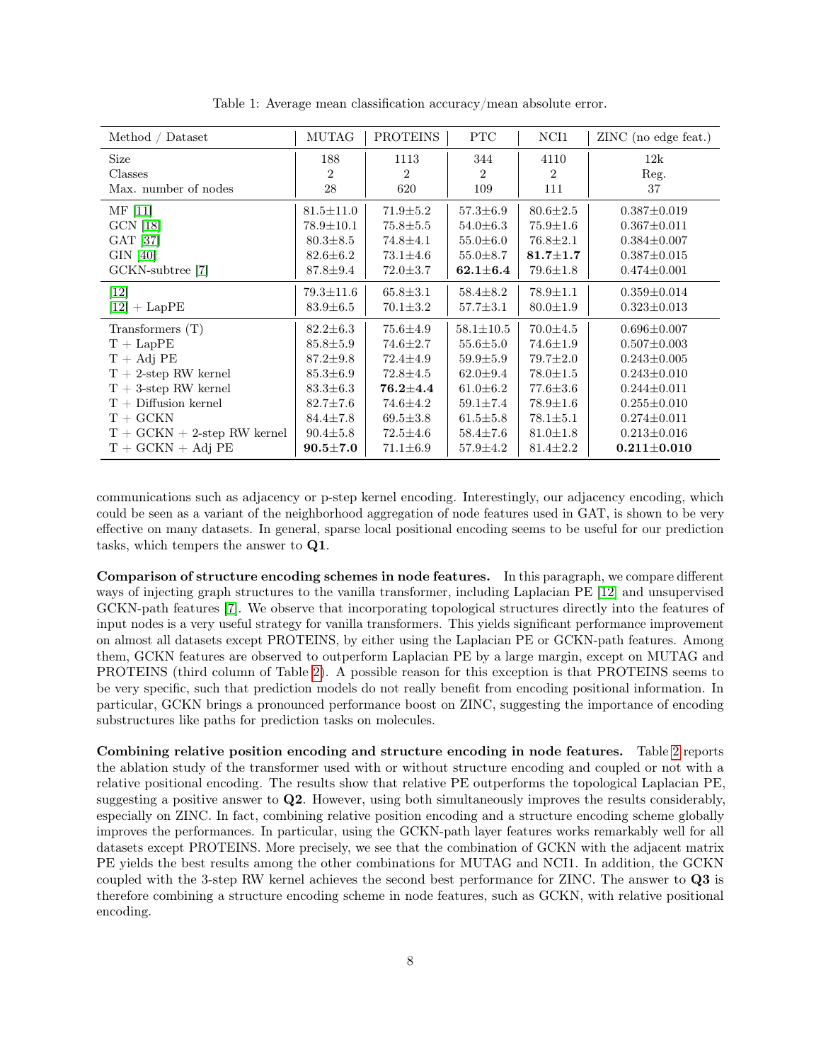Table 1: Average mean classification accuracy/mean absolute error.

| Method / Dataset | MUTAG | PROTEINS | PTC | NCI1 | ZINC (no edge feat.) |
|---|---|---|---|---|---|
| Size | 188 | 1113 | 344 | 4110 | 12k |
| Classes | 2 | 2 | 2 | 2 | Reg. |
| Max. number of nodes | 28 | 620 | 109 | 111 | 37 |
| MF [11] | 81.5±11.0 | 71.9±5.2 | 57.3±6.9 | 80.6±2.5 | 0.387±0.019 |
| GCN [18] | 78.9±10.1 | 75.8±5.5 | 54.0±6.3 | 75.9±1.6 | 0.367±0.011 |
| GAT [37] | 80.3±8.5 | 74.8±4.1 | 55.0±6.0 | 76.8±2.1 | 0.384±0.007 |
| GIN [40] | 82.6±6.2 | 73.1±4.6 | 55.0±8.7 | **81.7±1.7** | 0.387±0.015 |
| GCKN-subtree [7] | 87.8±9.4 | 72.0±3.7 | **62.1±6.4** | 79.6±1.8 | 0.474±0.001 |
| [12] | 79.3±11.6 | 65.8±3.1 | 58.4±8.2 | 78.9±1.1 | 0.359±0.014 |
| [12] + LapPE | 83.9±6.5 | 70.1±3.2 | 57.7±3.1 | 80.0±1.9 | 0.323±0.013 |
| Transformers (T) | 82.2±6.3 | 75.6±4.9 | 58.1±10.5 | 70.0±4.5 | 0.696±0.007 |
| T + LapPE | 85.8±5.9 | 74.6±2.7 | 55.6±5.0 | 74.6±1.9 | 0.507±0.003 |
| T + Adj PE | 87.2±9.8 | 72.4±4.9 | 59.9±5.9 | 79.7±2.0 | 0.243±0.005 |
| T + 2-step RW kernel | 85.3±6.9 | 72.8±4.5 | 62.0±9.4 | 78.0±1.5 | 0.243±0.010 |
| T + 3-step RW kernel | 83.3±6.3 | **76.2±4.4** | 61.0±6.2 | 77.6±3.6 | 0.244±0.011 |
| T + Diffusion kernel | 82.7±7.6 | 74.6±4.2 | 59.1±7.4 | 78.9±1.6 | 0.255±0.010 |
| T + GCKN | 84.4±7.8 | 69.5±3.8 | 61.5±5.8 | 78.1±5.1 | 0.274±0.011 |
| T + GCKN + 2-step RW kernel | 90.4±5.8 | 72.5±4.6 | 58.4±7.6 | 81.0±1.8 | 0.213±0.016 |
| T + GCKN + Adj PE | **90.5±7.0** | 71.1±6.9 | 57.9±4.2 | 81.4±2.2 | **0.211±0.010** |

communications such as adjacency or p-step kernel encoding. Interestingly, our adjacency encoding, which could be seen as a variant of the neighborhood aggregation of node features used in GAT, is shown to be very effective on many datasets. In general, sparse local positional encoding seems to be useful for our prediction tasks, which tempers the answer to **Q1**.

**Comparison of structure encoding schemes in node features.** In this paragraph, we compare different ways of injecting graph structures to the vanilla transformer, including Laplacian PE [12] and unsupervised GCKN-path features [7]. We observe that incorporating topological structures directly into the features of input nodes is a very useful strategy for vanilla transformers. This yields significant performance improvement on almost all datasets except PROTEINS, by either using the Laplacian PE or GCKN-path features. Among them, GCKN features are observed to outperform Laplacian PE by a large margin, except on MUTAG and PROTEINS (third column of Table 2). A possible reason for this exception is that PROTEINS seems to be very specific, such that prediction models do not really benefit from encoding positional information. In particular, GCKN brings a pronounced performance boost on ZINC, suggesting the importance of encoding substructures like paths for prediction tasks on molecules.

**Combining relative position encoding and structure encoding in node features.** Table 2 reports the ablation study of the transformer used with or without structure encoding and coupled or not with a relative positional encoding. The results show that relative PE outperforms the topological Laplacian PE, suggesting a positive answer to **Q2**. However, using both simultaneously improves the results considerably, especially on ZINC. In fact, combining relative position encoding and a structure encoding scheme globally improves the performances. In particular, using the GCKN-path layer features works remarkably well for all datasets except PROTEINS. More precisely, we see that the combination of GCKN with the adjacent matrix PE yields the best results among the other combinations for MUTAG and NCI1. In addition, the GCKN coupled with the 3-step RW kernel achieves the second best performance for ZINC. The answer to **Q3** is therefore combining a structure encoding scheme in node features, such as GCKN, with relative positional encoding.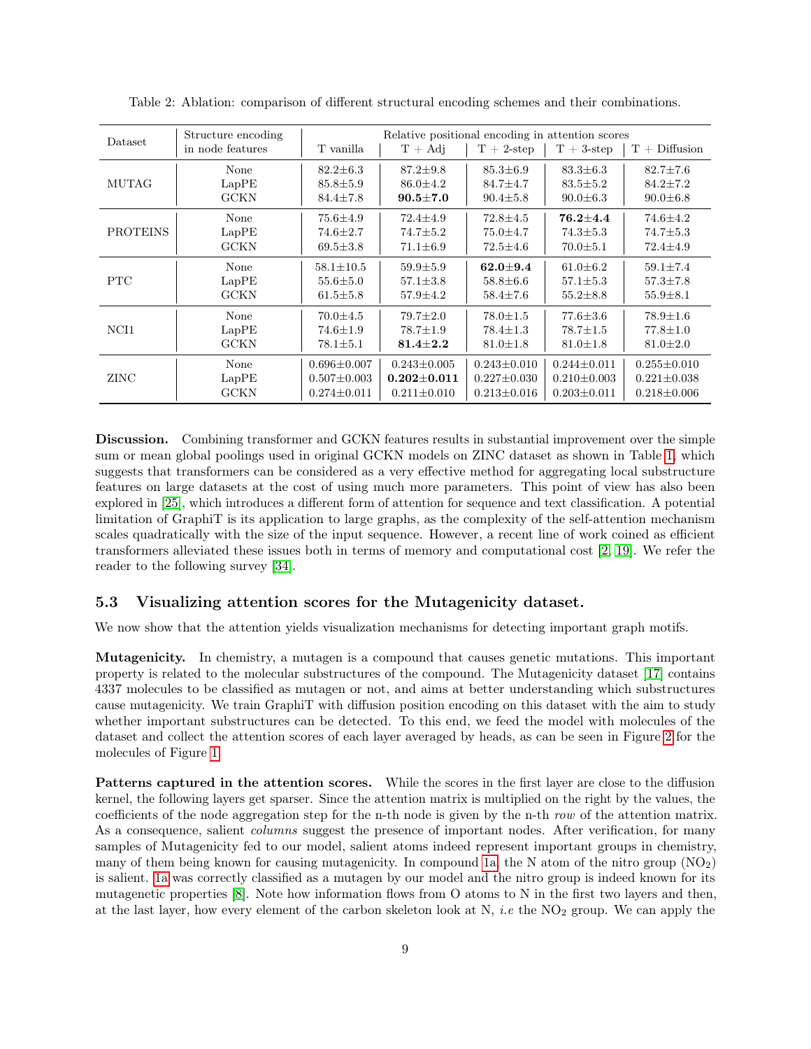Table 2: Ablation: comparison of different structural encoding schemes and their combinations.

| Dataset | Structure encoding in node features | Relative positional encoding in attention scores | | | | |
|---|---|---|---|---|---|---|
| | | T vanilla | T + Adj | T + 2-step | T + 3-step | T + Diffusion |
| MUTAG | None | 82.2±6.3 | 87.2±9.8 | 85.3±6.9 | 83.3±6.3 | 82.7±7.6 |
| | LapPE | 85.8±5.9 | 86.0±4.2 | 84.7±4.7 | 83.5±5.2 | 84.2±7.2 |
| | GCKN | 84.4±7.8 | **90.5±7.0** | 90.4±5.8 | 90.0±6.3 | 90.0±6.8 |
| PROTEINS | None | 75.6±4.9 | 72.4±4.9 | 72.8±4.5 | **76.2±4.4** | 74.6±4.2 |
| | LapPE | 74.6±2.7 | 74.7±5.2 | 75.0±4.7 | 74.3±5.3 | 74.7±5.3 |
| | GCKN | 69.5±3.8 | 71.1±6.9 | 72.5±4.6 | 70.0±5.1 | 72.4±4.9 |
| PTC | None | 58.1±10.5 | 59.9±5.9 | **62.0±9.4** | 61.0±6.2 | 59.1±7.4 |
| | LapPE | 55.6±5.0 | 57.1±3.8 | 58.8±6.6 | 57.1±5.3 | 57.3±7.8 |
| | GCKN | 61.5±5.8 | 57.9±4.2 | 58.4±7.6 | 55.2±8.8 | 55.9±8.1 |
| NCI1 | None | 70.0±4.5 | 79.7±2.0 | 78.0±1.5 | 77.6±3.6 | 78.9±1.6 |
| | LapPE | 74.6±1.9 | 78.7±1.9 | 78.4±1.3 | 78.7±1.5 | 77.8±1.0 |
| | GCKN | 78.1±5.1 | **81.4±2.2** | 81.0±1.8 | 81.0±1.8 | 81.0±2.0 |
| ZINC | None | 0.696±0.007 | 0.243±0.005 | 0.243±0.010 | 0.244±0.011 | 0.255±0.010 |
| | LapPE | 0.507±0.003 | **0.202±0.011** | 0.227±0.030 | 0.210±0.003 | 0.221±0.038 |
| | GCKN | 0.274±0.011 | 0.211±0.010 | 0.213±0.016 | 0.203±0.011 | 0.218±0.006 |

**Discussion.** Combining transformer and GCKN features results in substantial improvement over the simple sum or mean global poolings used in original GCKN models on ZINC dataset as shown in Table 1, which suggests that transformers can be considered as a very effective method for aggregating local substructure features on large datasets at the cost of using much more parameters. This point of view has also been explored in [25], which introduces a different form of attention for sequence and text classification. A potential limitation of GraphiT is its application to large graphs, as the complexity of the self-attention mechanism scales quadratically with the size of the input sequence. However, a recent line of work coined as efficient transformers alleviated these issues both in terms of memory and computational cost [2, 19]. We refer the reader to the following survey [34].

### 5.3 Visualizing attention scores for the Mutagenicity dataset.

We now show that the attention yields visualization mechanisms for detecting important graph motifs.

**Mutagenicity.** In chemistry, a mutagen is a compound that causes genetic mutations. This important property is related to the molecular substructures of the compound. The Mutagenicity dataset [17] contains 4337 molecules to be classified as mutagen or not, and aims at better understanding which substructures cause mutagenicity. We train GraphiT with diffusion position encoding on this dataset with the aim to study whether important substructures can be detected. To this end, we feed the model with molecules of the dataset and collect the attention scores of each layer averaged by heads, as can be seen in Figure 2 for the molecules of Figure 1.

**Patterns captured in the attention scores.** While the scores in the first layer are close to the diffusion kernel, the following layers get sparser. Since the attention matrix is multiplied on the right by the values, the coefficients of the node aggregation step for the n-th node is given by the n-th *row* of the attention matrix. As a consequence, salient *columns* suggest the presence of important nodes. After verification, for many samples of Mutagenicity fed to our model, salient atoms indeed represent important groups in chemistry, many of them being known for causing mutagenicity. In compound 1a, the N atom of the nitro group ($NO_2$) is salient. 1a was correctly classified as a mutagen by our model and the nitro group is indeed known for its mutagenetic properties [8]. Note how information flows from O atoms to N in the first two layers and then, at the last layer, how every element of the carbon skeleton look at N, *i.e* the $NO_2$ group. We can apply the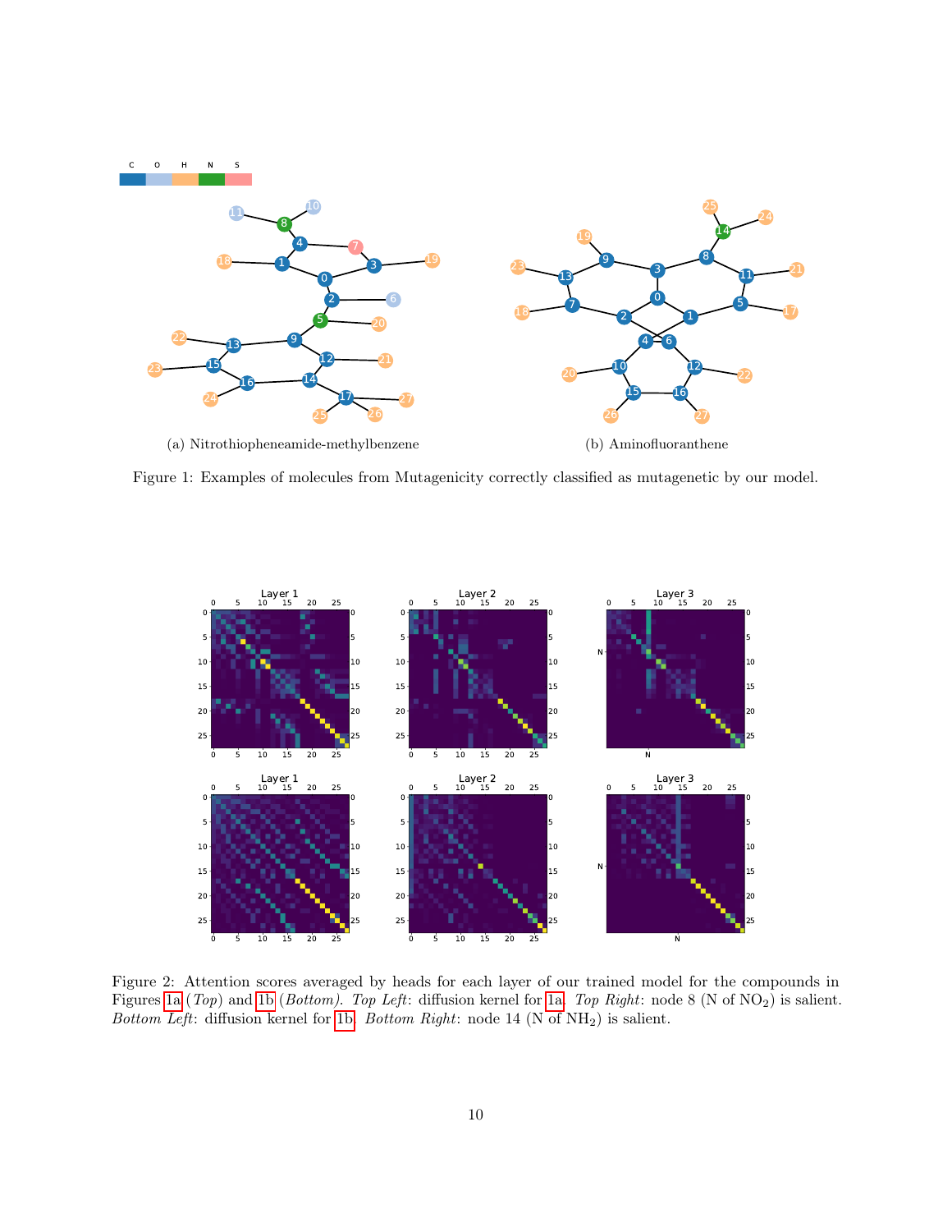(a) Nitrothiopheneamide-methylbenzene

(b) Aminofluoranthene

Figure 1: Examples of molecules from Mutagenicity correctly classified as mutagenetic by our model.

Figure 2: Attention scores averaged by heads for each layer of our trained model for the compounds in Figures 1a (*Top*) and 1b (*Bottom*). *Top Left*: diffusion kernel for 1a. *Top Right*: node 8 (N of $NO_2$) is salient. *Bottom Left*: diffusion kernel for 1b. *Bottom Right*: node 14 (N of $NH_2$) is salient.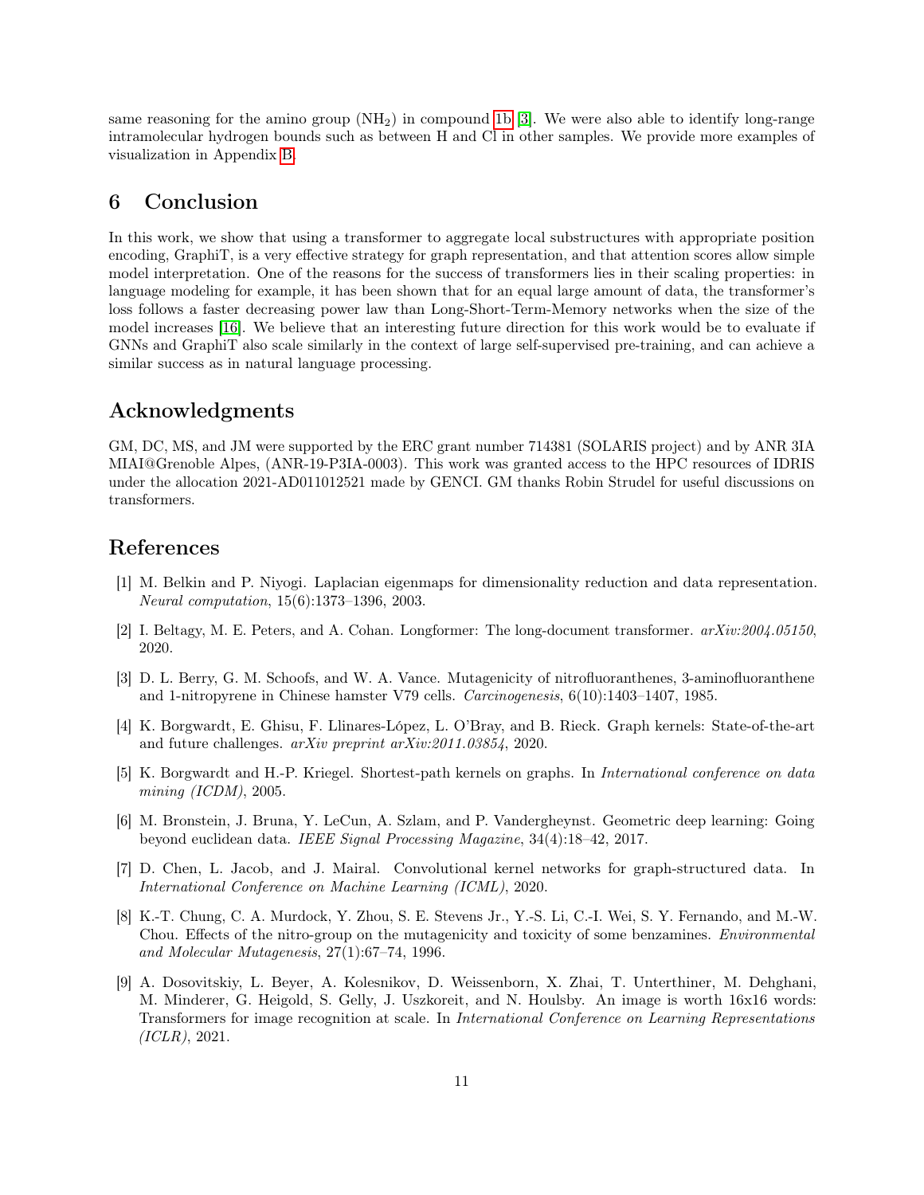same reasoning for the amino group ($NH_2$) in compound 1b [3]. We were also able to identify long-range intramolecular hydrogen bounds such as between H and Cl in other samples. We provide more examples of visualization in Appendix B.

## 6 Conclusion

In this work, we show that using a transformer to aggregate local substructures with appropriate position encoding, GraphiT, is a very effective strategy for graph representation, and that attention scores allow simple model interpretation. One of the reasons for the success of transformers lies in their scaling properties: in language modeling for example, it has been shown that for an equal large amount of data, the transformer's loss follows a faster decreasing power law than Long-Short-Term-Memory networks when the size of the model increases [16]. We believe that an interesting future direction for this work would be to evaluate if GNNs and GraphiT also scale similarly in the context of large self-supervised pre-training, and can achieve a similar success as in natural language processing.

## Acknowledgments

GM, DC, MS, and JM were supported by the ERC grant number 714381 (SOLARIS project) and by ANR 3IA MIAI@Grenoble Alpes, (ANR-19-P3IA-0003). This work was granted access to the HPC resources of IDRIS under the allocation 2021-AD011012521 made by GENCI. GM thanks Robin Strudel for useful discussions on transformers.

## References

[1] M. Belkin and P. Niyogi. Laplacian eigenmaps for dimensionality reduction and data representation. *Neural computation*, 15(6):1373–1396, 2003.

[2] I. Beltagy, M. E. Peters, and A. Cohan. Longformer: The long-document transformer. *arXiv:2004.05150*, 2020.

[3] D. L. Berry, G. M. Schoofs, and W. A. Vance. Mutagenicity of nitrofluoranthenes, 3-aminofluoranthene and 1-nitropyrene in Chinese hamster V79 cells. *Carcinogenesis*, 6(10):1403–1407, 1985.

[4] K. Borgwardt, E. Ghisu, F. Llinares-López, L. O'Bray, and B. Rieck. Graph kernels: State-of-the-art and future challenges. *arXiv preprint arXiv:2011.03854*, 2020.

[5] K. Borgwardt and H.-P. Kriegel. Shortest-path kernels on graphs. In *International conference on data mining (ICDM)*, 2005.

[6] M. Bronstein, J. Bruna, Y. LeCun, A. Szlam, and P. Vandergheynst. Geometric deep learning: Going beyond euclidean data. *IEEE Signal Processing Magazine*, 34(4):18–42, 2017.

[7] D. Chen, L. Jacob, and J. Mairal. Convolutional kernel networks for graph-structured data. In *International Conference on Machine Learning (ICML)*, 2020.

[8] K.-T. Chung, C. A. Murdock, Y. Zhou, S. E. Stevens Jr., Y.-S. Li, C.-I. Wei, S. Y. Fernando, and M.-W. Chou. Effects of the nitro-group on the mutagenicity and toxicity of some benzamines. *Environmental and Molecular Mutagenesis*, 27(1):67–74, 1996.

[9] A. Dosovitskiy, L. Beyer, A. Kolesnikov, D. Weissenborn, X. Zhai, T. Unterthiner, M. Dehghani, M. Minderer, G. Heigold, S. Gelly, J. Uszkoreit, and N. Houlsby. An image is worth 16x16 words: Transformers for image recognition at scale. In *International Conference on Learning Representations (ICLR)*, 2021.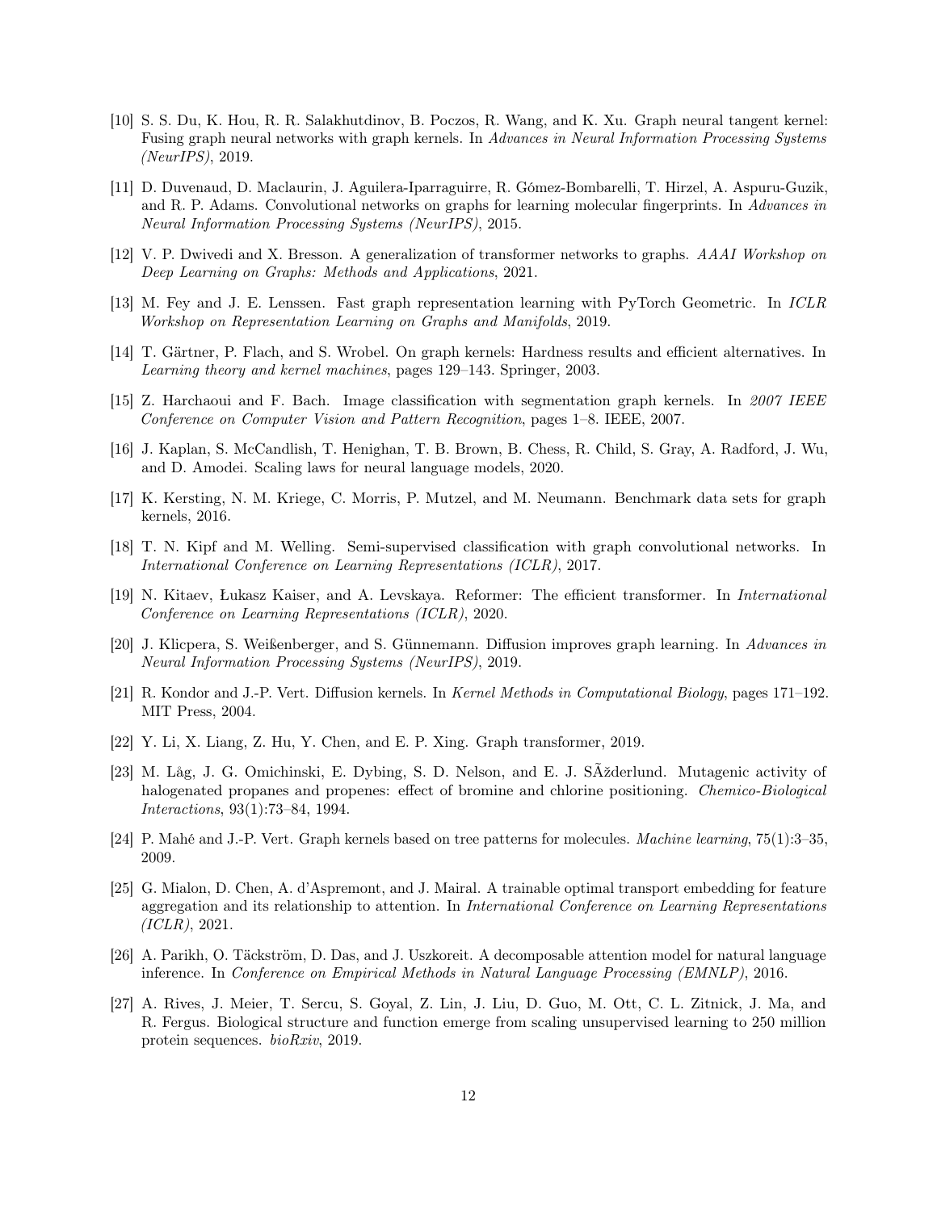[10] S. S. Du, K. Hou, R. R. Salakhutdinov, B. Poczos, R. Wang, and K. Xu. Graph neural tangent kernel: Fusing graph neural networks with graph kernels. In *Advances in Neural Information Processing Systems (NeurIPS)*, 2019.

[11] D. Duvenaud, D. Maclaurin, J. Aguilera-Iparraguirre, R. Gómez-Bombarelli, T. Hirzel, A. Aspuru-Guzik, and R. P. Adams. Convolutional networks on graphs for learning molecular fingerprints. In *Advances in Neural Information Processing Systems (NeurIPS)*, 2015.

[12] V. P. Dwivedi and X. Bresson. A generalization of transformer networks to graphs. *AAAI Workshop on Deep Learning on Graphs: Methods and Applications*, 2021.

[13] M. Fey and J. E. Lenssen. Fast graph representation learning with PyTorch Geometric. In *ICLR Workshop on Representation Learning on Graphs and Manifolds*, 2019.

[14] T. Gärtner, P. Flach, and S. Wrobel. On graph kernels: Hardness results and efficient alternatives. In *Learning theory and kernel machines*, pages 129–143. Springer, 2003.

[15] Z. Harchaoui and F. Bach. Image classification with segmentation graph kernels. In *2007 IEEE Conference on Computer Vision and Pattern Recognition*, pages 1–8. IEEE, 2007.

[16] J. Kaplan, S. McCandlish, T. Henighan, T. B. Brown, B. Chess, R. Child, S. Gray, A. Radford, J. Wu, and D. Amodei. Scaling laws for neural language models, 2020.

[17] K. Kersting, N. M. Kriege, C. Morris, P. Mutzel, and M. Neumann. Benchmark data sets for graph kernels, 2016.

[18] T. N. Kipf and M. Welling. Semi-supervised classification with graph convolutional networks. In *International Conference on Learning Representations (ICLR)*, 2017.

[19] N. Kitaev, Łukasz Kaiser, and A. Levskaya. Reformer: The efficient transformer. In *International Conference on Learning Representations (ICLR)*, 2020.

[20] J. Klicpera, S. Weißenberger, and S. Günnemann. Diffusion improves graph learning. In *Advances in Neural Information Processing Systems (NeurIPS)*, 2019.

[21] R. Kondor and J.-P. Vert. Diffusion kernels. In *Kernel Methods in Computational Biology*, pages 171–192. MIT Press, 2004.

[22] Y. Li, X. Liang, Z. Hu, Y. Chen, and E. P. Xing. Graph transformer, 2019.

[23] M. Låg, J. G. Omichinski, E. Dybing, S. D. Nelson, and E. J. SÃžderlund. Mutagenic activity of halogenated propanes and propenes: effect of bromine and chlorine positioning. *Chemico-Biological Interactions*, 93(1):73–84, 1994.

[24] P. Mahé and J.-P. Vert. Graph kernels based on tree patterns for molecules. *Machine learning*, 75(1):3–35, 2009.

[25] G. Mialon, D. Chen, A. d'Aspremont, and J. Mairal. A trainable optimal transport embedding for feature aggregation and its relationship to attention. In *International Conference on Learning Representations (ICLR)*, 2021.

[26] A. Parikh, O. Täckström, D. Das, and J. Uszkoreit. A decomposable attention model for natural language inference. In *Conference on Empirical Methods in Natural Language Processing (EMNLP)*, 2016.

[27] A. Rives, J. Meier, T. Sercu, S. Goyal, Z. Lin, J. Liu, D. Guo, M. Ott, C. L. Zitnick, J. Ma, and R. Fergus. Biological structure and function emerge from scaling unsupervised learning to 250 million protein sequences. *bioRxiv*, 2019.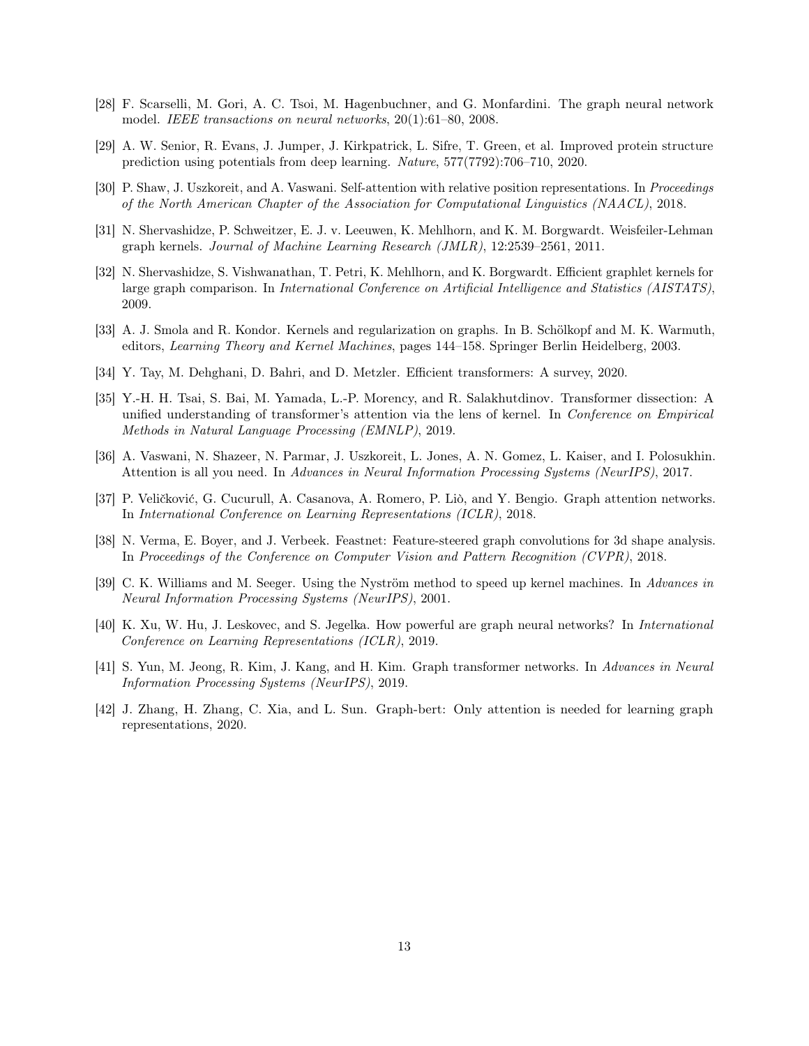[28] F. Scarselli, M. Gori, A. C. Tsoi, M. Hagenbuchner, and G. Monfardini. The graph neural network model. *IEEE transactions on neural networks*, 20(1):61–80, 2008.

[29] A. W. Senior, R. Evans, J. Jumper, J. Kirkpatrick, L. Sifre, T. Green, et al. Improved protein structure prediction using potentials from deep learning. *Nature*, 577(7792):706–710, 2020.

[30] P. Shaw, J. Uszkoreit, and A. Vaswani. Self-attention with relative position representations. In *Proceedings of the North American Chapter of the Association for Computational Linguistics (NAACL)*, 2018.

[31] N. Shervashidze, P. Schweitzer, E. J. v. Leeuwen, K. Mehlhorn, and K. M. Borgwardt. Weisfeiler-Lehman graph kernels. *Journal of Machine Learning Research (JMLR)*, 12:2539–2561, 2011.

[32] N. Shervashidze, S. Vishwanathan, T. Petri, K. Mehlhorn, and K. Borgwardt. Efficient graphlet kernels for large graph comparison. In *International Conference on Artificial Intelligence and Statistics (AISTATS)*, 2009.

[33] A. J. Smola and R. Kondor. Kernels and regularization on graphs. In B. Schölkopf and M. K. Warmuth, editors, *Learning Theory and Kernel Machines*, pages 144–158. Springer Berlin Heidelberg, 2003.

[34] Y. Tay, M. Dehghani, D. Bahri, and D. Metzler. Efficient transformers: A survey, 2020.

[35] Y.-H. H. Tsai, S. Bai, M. Yamada, L.-P. Morency, and R. Salakhutdinov. Transformer dissection: A unified understanding of transformer's attention via the lens of kernel. In *Conference on Empirical Methods in Natural Language Processing (EMNLP)*, 2019.

[36] A. Vaswani, N. Shazeer, N. Parmar, J. Uszkoreit, L. Jones, A. N. Gomez, L. Kaiser, and I. Polosukhin. Attention is all you need. In *Advances in Neural Information Processing Systems (NeurIPS)*, 2017.

[37] P. Veličković, G. Cucurull, A. Casanova, A. Romero, P. Liò, and Y. Bengio. Graph attention networks. In *International Conference on Learning Representations (ICLR)*, 2018.

[38] N. Verma, E. Boyer, and J. Verbeek. Feastnet: Feature-steered graph convolutions for 3d shape analysis. In *Proceedings of the Conference on Computer Vision and Pattern Recognition (CVPR)*, 2018.

[39] C. K. Williams and M. Seeger. Using the Nyström method to speed up kernel machines. In *Advances in Neural Information Processing Systems (NeurIPS)*, 2001.

[40] K. Xu, W. Hu, J. Leskovec, and S. Jegelka. How powerful are graph neural networks? In *International Conference on Learning Representations (ICLR)*, 2019.

[41] S. Yun, M. Jeong, R. Kim, J. Kang, and H. Kim. Graph transformer networks. In *Advances in Neural Information Processing Systems (NeurIPS)*, 2019.

[42] J. Zhang, H. Zhang, C. Xia, and L. Sun. Graph-bert: Only attention is needed for learning graph representations, 2020.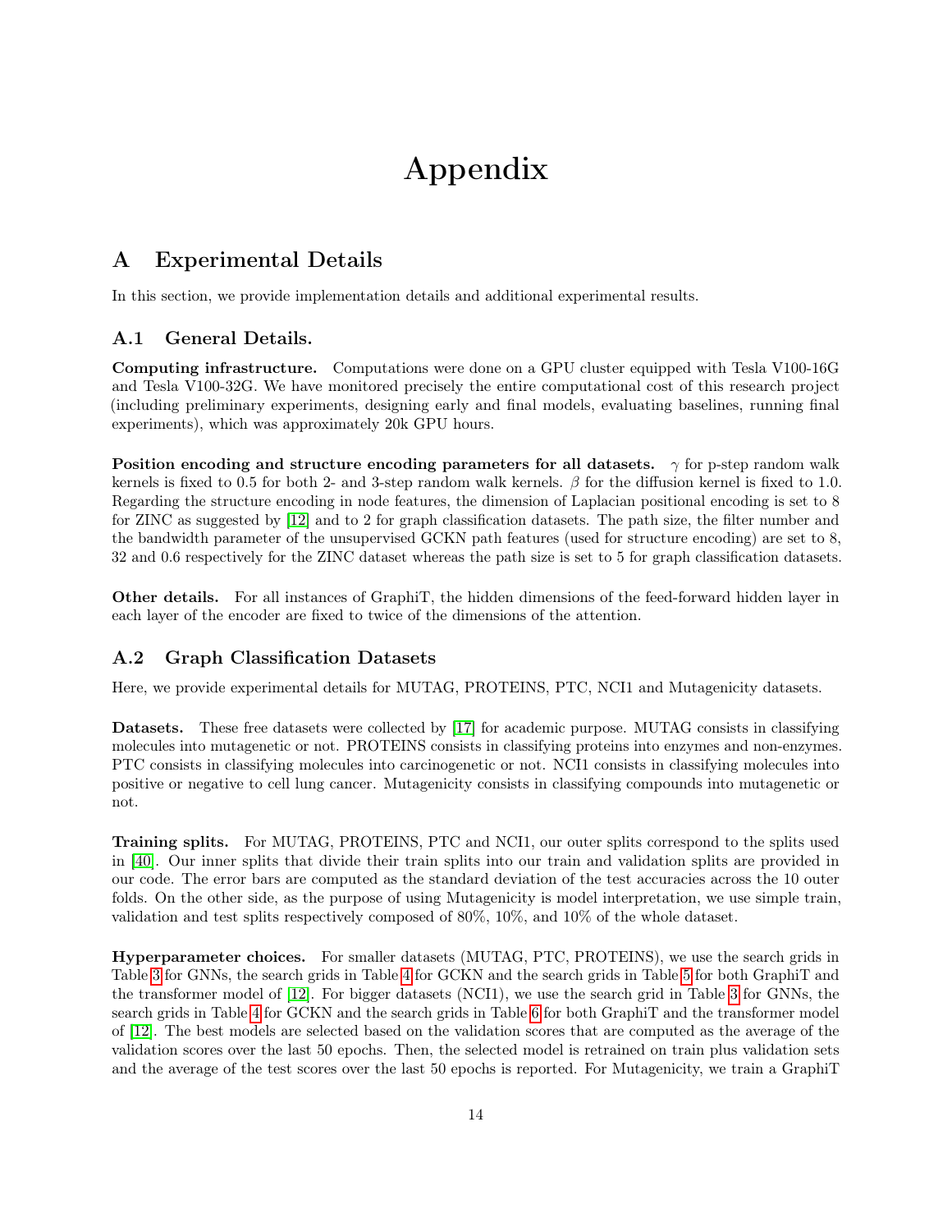# Appendix

## A Experimental Details

In this section, we provide implementation details and additional experimental results.

### A.1 General Details.

**Computing infrastructure.** Computations were done on a GPU cluster equipped with Tesla V100-16G and Tesla V100-32G. We have monitored precisely the entire computational cost of this research project (including preliminary experiments, designing early and final models, evaluating baselines, running final experiments), which was approximately 20k GPU hours.

**Position encoding and structure encoding parameters for all datasets.** $\gamma$ for p-step random walk kernels is fixed to 0.5 for both 2- and 3-step random walk kernels. $\beta$ for the diffusion kernel is fixed to 1.0. Regarding the structure encoding in node features, the dimension of Laplacian positional encoding is set to 8 for ZINC as suggested by [12] and to 2 for graph classification datasets. The path size, the filter number and the bandwidth parameter of the unsupervised GCKN path features (used for structure encoding) are set to 8, 32 and 0.6 respectively for the ZINC dataset whereas the path size is set to 5 for graph classification datasets.

**Other details.** For all instances of GraphiT, the hidden dimensions of the feed-forward hidden layer in each layer of the encoder are fixed to twice of the dimensions of the attention.

### A.2 Graph Classification Datasets

Here, we provide experimental details for MUTAG, PROTEINS, PTC, NCI1 and Mutagenicity datasets.

**Datasets.** These free datasets were collected by [17] for academic purpose. MUTAG consists in classifying molecules into mutagenetic or not. PROTEINS consists in classifying proteins into enzymes and non-enzymes. PTC consists in classifying molecules into carcinogenetic or not. NCI1 consists in classifying molecules into positive or negative to cell lung cancer. Mutagenicity consists in classifying compounds into mutagenetic or not.

**Training splits.** For MUTAG, PROTEINS, PTC and NCI1, our outer splits correspond to the splits used in [40]. Our inner splits that divide their train splits into our train and validation splits are provided in our code. The error bars are computed as the standard deviation of the test accuracies across the 10 outer folds. On the other side, as the purpose of using Mutagenicity is model interpretation, we use simple train, validation and test splits respectively composed of 80%, 10%, and 10% of the whole dataset.

**Hyperparameter choices.** For smaller datasets (MUTAG, PTC, PROTEINS), we use the search grids in Table 3 for GNNs, the search grids in Table 4 for GCKN and the search grids in Table 5 for both GraphiT and the transformer model of [12]. For bigger datasets (NCI1), we use the search grid in Table 3 for GNNs, the search grids in Table 4 for GCKN and the search grids in Table 6 for both GraphiT and the transformer model of [12]. The best models are selected based on the validation scores that are computed as the average of the validation scores over the last 50 epochs. Then, the selected model is retrained on train plus validation sets and the average of the test scores over the last 50 epochs is reported. For Mutagenicity, we train a GraphiT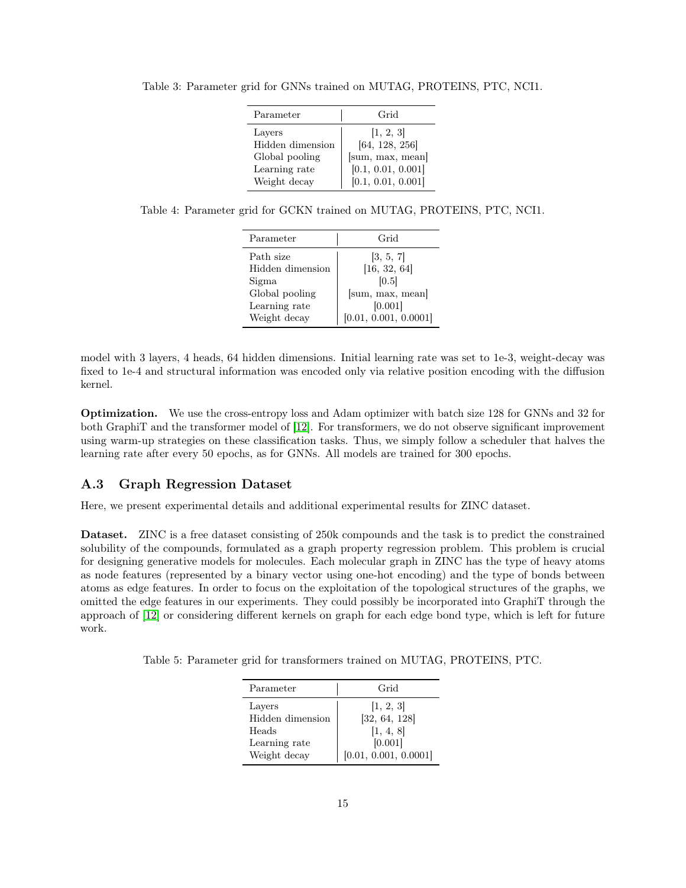Table 3: Parameter grid for GNNs trained on MUTAG, PROTEINS, PTC, NCI1.

| Parameter | Grid |
| --- | --- |
| Layers | [1, 2, 3] |
| Hidden dimension | [64, 128, 256] |
| Global pooling | [sum, max, mean] |
| Learning rate | [0.1, 0.01, 0.001] |
| Weight decay | [0.1, 0.01, 0.001] |

Table 4: Parameter grid for GCKN trained on MUTAG, PROTEINS, PTC, NCI1.

| Parameter | Grid |
| --- | --- |
| Path size | [3, 5, 7] |
| Hidden dimension | [16, 32, 64] |
| Sigma | [0.5] |
| Global pooling | [sum, max, mean] |
| Learning rate | [0.001] |
| Weight decay | [0.01, 0.001, 0.0001] |

model with 3 layers, 4 heads, 64 hidden dimensions. Initial learning rate was set to 1e-3, weight-decay was fixed to 1e-4 and structural information was encoded only via relative position encoding with the diffusion kernel.

**Optimization.** We use the cross-entropy loss and Adam optimizer with batch size 128 for GNNs and 32 for both GraphiT and the transformer model of [12]. For transformers, we do not observe significant improvement using warm-up strategies on these classification tasks. Thus, we simply follow a scheduler that halves the learning rate after every 50 epochs, as for GNNs. All models are trained for 300 epochs.

### A.3 Graph Regression Dataset

Here, we present experimental details and additional experimental results for ZINC dataset.

**Dataset.** ZINC is a free dataset consisting of 250k compounds and the task is to predict the constrained solubility of the compounds, formulated as a graph property regression problem. This problem is crucial for designing generative models for molecules. Each molecular graph in ZINC has the type of heavy atoms as node features (represented by a binary vector using one-hot encoding) and the type of bonds between atoms as edge features. In order to focus on the exploitation of the topological structures of the graphs, we omitted the edge features in our experiments. They could possibly be incorporated into GraphiT through the approach of [12] or considering different kernels on graph for each edge bond type, which is left for future work.

Table 5: Parameter grid for transformers trained on MUTAG, PROTEINS, PTC.

| Parameter | Grid |
| --- | --- |
| Layers | [1, 2, 3] |
| Hidden dimension | [32, 64, 128] |
| Heads | [1, 4, 8] |
| Learning rate | [0.001] |
| Weight decay | [0.01, 0.001, 0.0001] |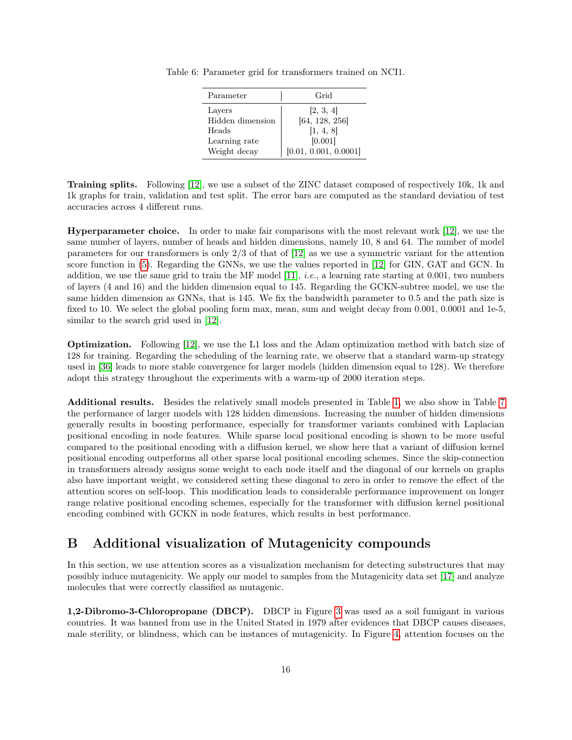Table 6: Parameter grid for transformers trained on NCI1.

| Parameter | Grid |
|---|---|
| Layers | [2, 3, 4] |
| Hidden dimension | [64, 128, 256] |
| Heads | [1, 4, 8] |
| Learning rate | [0.001] |
| Weight decay | [0.01, 0.001, 0.0001] |

**Training splits.** Following [12], we use a subset of the ZINC dataset composed of respectively 10k, 1k and 1k graphs for train, validation and test split. The error bars are computed as the standard deviation of test accuracies across 4 different runs.

**Hyperparameter choice.** In order to make fair comparisons with the most relevant work [12], we use the same number of layers, number of heads and hidden dimensions, namely 10, 8 and 64. The number of model parameters for our transformers is only 2/3 of that of [12] as we use a symmetric variant for the attention score function in (5). Regarding the GNNs, we use the values reported in [12] for GIN, GAT and GCN. In addition, we use the same grid to train the MF model [11], *i.e.*, a learning rate starting at 0.001, two numbers of layers (4 and 16) and the hidden dimension equal to 145. Regarding the GCKN-subtree model, we use the same hidden dimension as GNNs, that is 145. We fix the bandwidth parameter to 0.5 and the path size is fixed to 10. We select the global pooling form max, mean, sum and weight decay from 0.001, 0.0001 and 1e-5, similar to the search grid used in [12].

**Optimization.** Following [12], we use the L1 loss and the Adam optimization method with batch size of 128 for training. Regarding the scheduling of the learning rate, we observe that a standard warm-up strategy used in [36] leads to more stable convergence for larger models (hidden dimension equal to 128). We therefore adopt this strategy throughout the experiments with a warm-up of 2000 iteration steps.

**Additional results.** Besides the relatively small models presented in Table 1, we also show in Table 7 the performance of larger models with 128 hidden dimensions. Increasing the number of hidden dimensions generally results in boosting performance, especially for transformer variants combined with Laplacian positional encoding in node features. While sparse local positional encoding is shown to be more useful compared to the positional encoding with a diffusion kernel, we show here that a variant of diffusion kernel positional encoding outperforms all other sparse local positional encoding schemes. Since the skip-connection in transformers already assigns some weight to each node itself and the diagonal of our kernels on graphs also have important weight, we considered setting these diagonal to zero in order to remove the effect of the attention scores on self-loop. This modification leads to considerable performance improvement on longer range relative positional encoding schemes, especially for the transformer with diffusion kernel positional encoding combined with GCKN in node features, which results in best performance.

# B Additional visualization of Mutagenicity compounds

In this section, we use attention scores as a visualization mechanism for detecting substructures that may possibly induce mutagenicity. We apply our model to samples from the Mutagenicity data set [17] and analyze molecules that were correctly classified as mutagenic.

**1,2-Dibromo-3-Chloropropane (DBCP).** DBCP in Figure 3 was used as a soil fumigant in various countries. It was banned from use in the United Stated in 1979 after evidences that DBCP causes diseases, male sterility, or blindness, which can be instances of mutagenicity. In Figure 4, attention focuses on the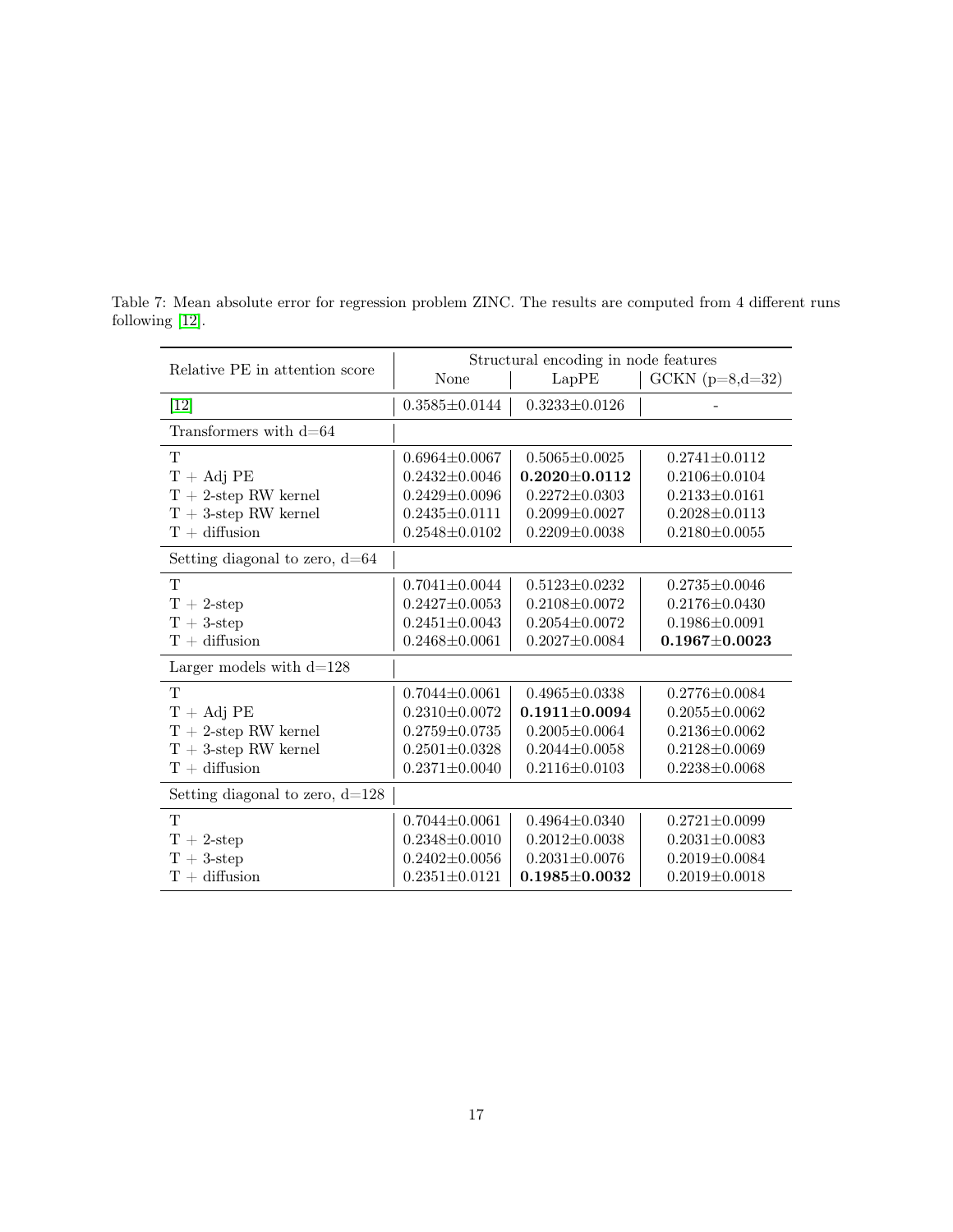Table 7: Mean absolute error for regression problem ZINC. The results are computed from 4 different runs following [12].

| Relative PE in attention score | Structural encoding in node features | | |
|---|---|---|---|
| | None | LapPE | GCKN (p=8,d=32) |
| [12] | $0.3585 \pm 0.0144$ | $0.3233 \pm 0.0126$ | - |
| Transformers with d=64 | | | |
| T | $0.6964 \pm 0.0067$ | $0.5065 \pm 0.0025$ | $0.2741 \pm 0.0112$ |
| T + Adj PE | $0.2432 \pm 0.0046$ | **$0.2020 \pm 0.0112$** | $0.2106 \pm 0.0104$ |
| T + 2-step RW kernel | $0.2429 \pm 0.0096$ | $0.2272 \pm 0.0303$ | $0.2133 \pm 0.0161$ |
| T + 3-step RW kernel | $0.2435 \pm 0.0111$ | $0.2099 \pm 0.0027$ | $0.2028 \pm 0.0113$ |
| T + diffusion | $0.2548 \pm 0.0102$ | $0.2209 \pm 0.0038$ | $0.2180 \pm 0.0055$ |
| Setting diagonal to zero, d=64 | | | |
| T | $0.7041 \pm 0.0044$ | $0.5123 \pm 0.0232$ | $0.2735 \pm 0.0046$ |
| T + 2-step | $0.2427 \pm 0.0053$ | $0.2108 \pm 0.0072$ | $0.2176 \pm 0.0430$ |
| T + 3-step | $0.2451 \pm 0.0043$ | $0.2054 \pm 0.0072$ | $0.1986 \pm 0.0091$ |
| T + diffusion | $0.2468 \pm 0.0061$ | $0.2027 \pm 0.0084$ | **$0.1967 \pm 0.0023$** |
| Larger models with d=128 | | | |
| T | $0.7044 \pm 0.0061$ | $0.4965 \pm 0.0338$ | $0.2776 \pm 0.0084$ |
| T + Adj PE | $0.2310 \pm 0.0072$ | **$0.1911 \pm 0.0094$** | $0.2055 \pm 0.0062$ |
| T + 2-step RW kernel | $0.2759 \pm 0.0735$ | $0.2005 \pm 0.0064$ | $0.2136 \pm 0.0062$ |
| T + 3-step RW kernel | $0.2501 \pm 0.0328$ | $0.2044 \pm 0.0058$ | $0.2128 \pm 0.0069$ |
| T + diffusion | $0.2371 \pm 0.0040$ | $0.2116 \pm 0.0103$ | $0.2238 \pm 0.0068$ |
| Setting diagonal to zero, d=128 | | | |
| T | $0.7044 \pm 0.0061$ | $0.4964 \pm 0.0340$ | $0.2721 \pm 0.0099$ |
| T + 2-step | $0.2348 \pm 0.0010$ | $0.2012 \pm 0.0038$ | $0.2031 \pm 0.0083$ |
| T + 3-step | $0.2402 \pm 0.0056$ | $0.2031 \pm 0.0076$ | $0.2019 \pm 0.0084$ |
| T + diffusion | $0.2351 \pm 0.0121$ | **$0.1985 \pm 0.0032$** | $0.2019 \pm 0.0018$ |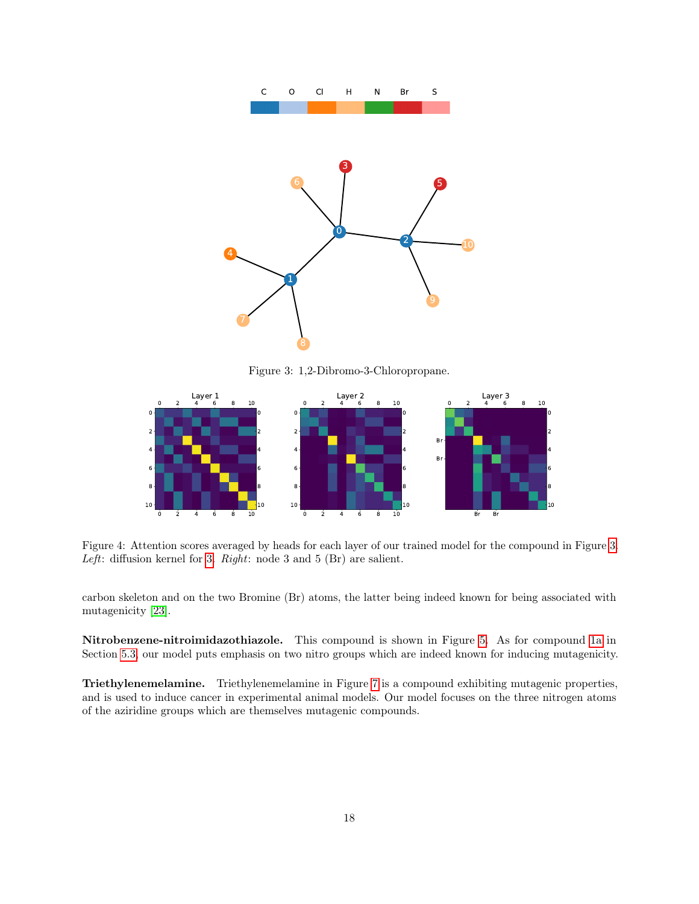Figure 3: 1,2-Dibromo-3-Chloropropane.

Figure 4: Attention scores averaged by heads for each layer of our trained model for the compound in Figure 3. *Left*: diffusion kernel for 3. *Right*: node 3 and 5 (Br) are salient.

carbon skeleton and on the two Bromine (Br) atoms, the latter being indeed known for being associated with mutagenicity [23].

**Nitrobenzene-nitroimidazothiazole.** This compound is shown in Figure 5. As for compound 1a in Section 5.3, our model puts emphasis on two nitro groups which are indeed known for inducing mutagenicity.

**Triethylenemelamine.** Triethylenemelamine in Figure 7 is a compound exhibiting mutagenic properties, and is used to induce cancer in experimental animal models. Our model focuses on the three nitrogen atoms of the aziridine groups which are themselves mutagenic compounds.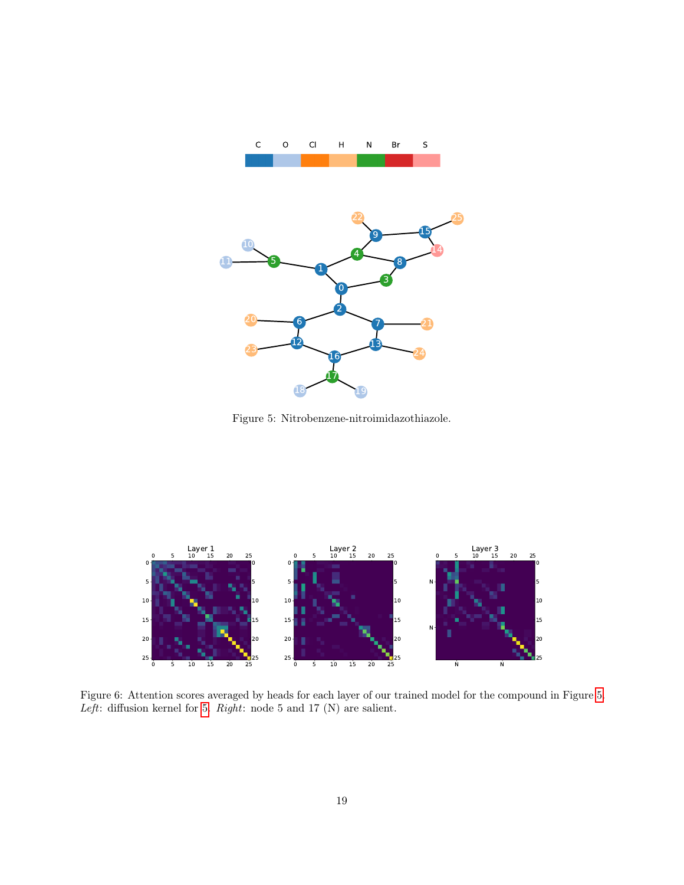Figure 5: Nitrobenzene-nitroimidazothiazole.

Figure 6: Attention scores averaged by heads for each layer of our trained model for the compound in Figure 5. *Left*: diffusion kernel for 5. *Right*: node 5 and 17 (N) are salient.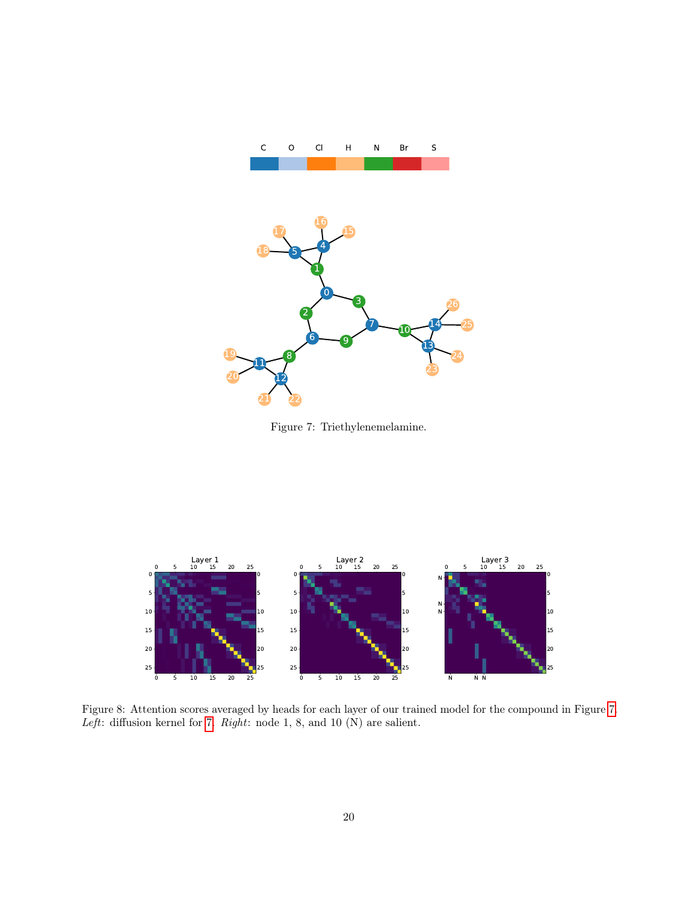C O Cl H N Br S

Figure 7: Triethylenemelamine.

Layer 1

Layer 2

Layer 3

Figure 8: Attention scores averaged by heads for each layer of our trained model for the compound in Figure 7. *Left*: diffusion kernel for 7. *Right*: node 1, 8, and 10 (N) are salient.